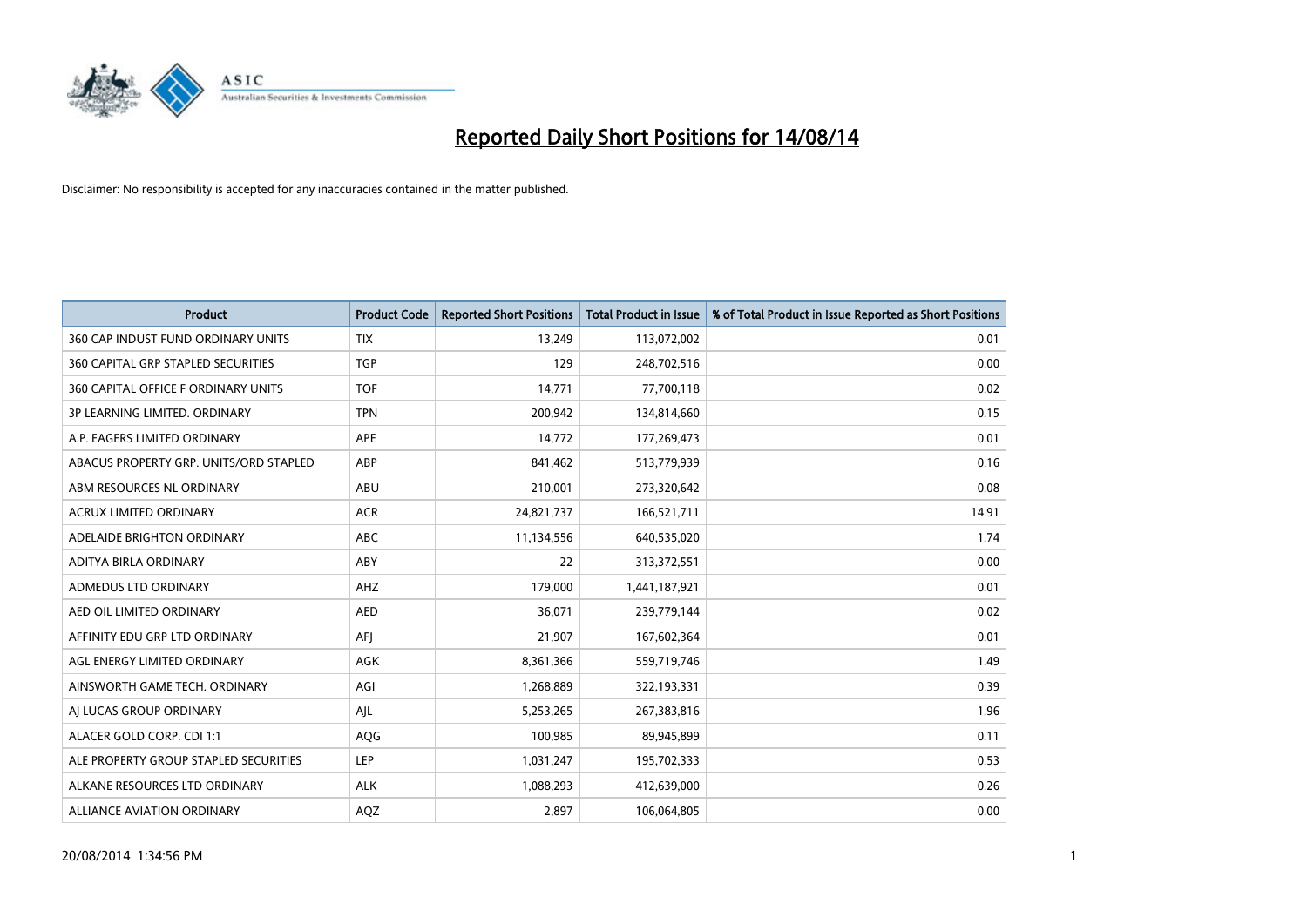# Reported Daily Short Positions for 14/08/14

Disclaimer: No responsibility is accepted for any inaccuracies contained in the matter published.

| Product | Product Code | Reported Short Positions | Total Product in Issue | % of Total Product in Issue Reported as Short Positions |
|---|---|---|---|---|
| 360 CAP INDUST FUND ORDINARY UNITS | TIX | 13,249 | 113,072,002 | 0.01 |
| 360 CAPITAL GRP STAPLED SECURITIES | TGP | 129 | 248,702,516 | 0.00 |
| 360 CAPITAL OFFICE F ORDINARY UNITS | TOF | 14,771 | 77,700,118 | 0.02 |
| 3P LEARNING LIMITED. ORDINARY | TPN | 200,942 | 134,814,660 | 0.15 |
| A.P. EAGERS LIMITED ORDINARY | APE | 14,772 | 177,269,473 | 0.01 |
| ABACUS PROPERTY GRP. UNITS/ORD STAPLED | ABP | 841,462 | 513,779,939 | 0.16 |
| ABM RESOURCES NL ORDINARY | ABU | 210,001 | 273,320,642 | 0.08 |
| ACRUX LIMITED ORDINARY | ACR | 24,821,737 | 166,521,711 | 14.91 |
| ADELAIDE BRIGHTON ORDINARY | ABC | 11,134,556 | 640,535,020 | 1.74 |
| ADITYA BIRLA ORDINARY | ABY | 22 | 313,372,551 | 0.00 |
| ADMEDUS LTD ORDINARY | AHZ | 179,000 | 1,441,187,921 | 0.01 |
| AED OIL LIMITED ORDINARY | AED | 36,071 | 239,779,144 | 0.02 |
| AFFINITY EDU GRP LTD ORDINARY | AFJ | 21,907 | 167,602,364 | 0.01 |
| AGL ENERGY LIMITED ORDINARY | AGK | 8,361,366 | 559,719,746 | 1.49 |
| AINSWORTH GAME TECH. ORDINARY | AGI | 1,268,889 | 322,193,331 | 0.39 |
| AJ LUCAS GROUP ORDINARY | AJL | 5,253,265 | 267,383,816 | 1.96 |
| ALACER GOLD CORP. CDI 1:1 | AQG | 100,985 | 89,945,899 | 0.11 |
| ALE PROPERTY GROUP STAPLED SECURITIES | LEP | 1,031,247 | 195,702,333 | 0.53 |
| ALKANE RESOURCES LTD ORDINARY | ALK | 1,088,293 | 412,639,000 | 0.26 |
| ALLIANCE AVIATION ORDINARY | AQZ | 2,897 | 106,064,805 | 0.00 |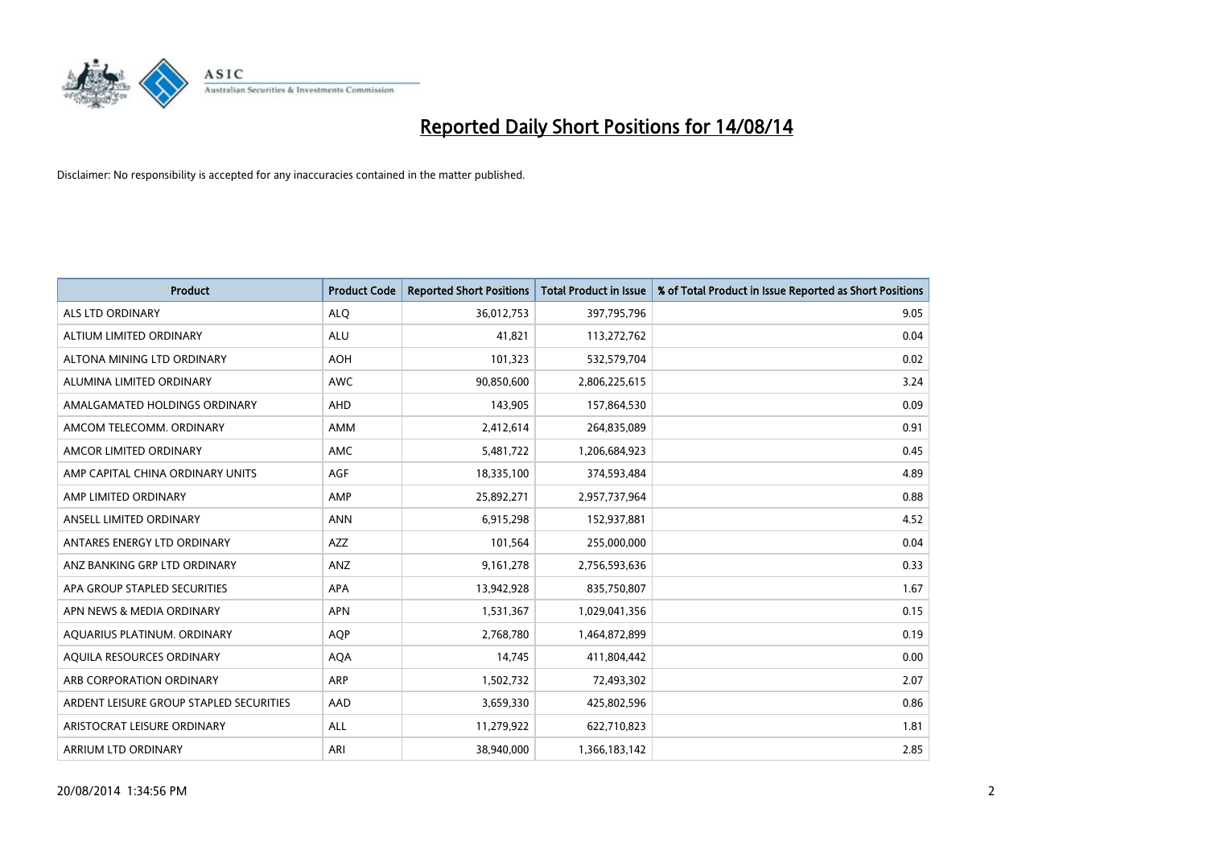# Reported Daily Short Positions for 14/08/14

Disclaimer: No responsibility is accepted for any inaccuracies contained in the matter published.

| Product | Product Code | Reported Short Positions | Total Product in Issue | % of Total Product in Issue Reported as Short Positions |
|---|---|---|---|---|
| ALS LTD ORDINARY | ALQ | 36,012,753 | 397,795,796 | 9.05 |
| ALTIUM LIMITED ORDINARY | ALU | 41,821 | 113,272,762 | 0.04 |
| ALTONA MINING LTD ORDINARY | AOH | 101,323 | 532,579,704 | 0.02 |
| ALUMINA LIMITED ORDINARY | AWC | 90,850,600 | 2,806,225,615 | 3.24 |
| AMALGAMATED HOLDINGS ORDINARY | AHD | 143,905 | 157,864,530 | 0.09 |
| AMCOM TELECOMM. ORDINARY | AMM | 2,412,614 | 264,835,089 | 0.91 |
| AMCOR LIMITED ORDINARY | AMC | 5,481,722 | 1,206,684,923 | 0.45 |
| AMP CAPITAL CHINA ORDINARY UNITS | AGF | 18,335,100 | 374,593,484 | 4.89 |
| AMP LIMITED ORDINARY | AMP | 25,892,271 | 2,957,737,964 | 0.88 |
| ANSELL LIMITED ORDINARY | ANN | 6,915,298 | 152,937,881 | 4.52 |
| ANTARES ENERGY LTD ORDINARY | AZZ | 101,564 | 255,000,000 | 0.04 |
| ANZ BANKING GRP LTD ORDINARY | ANZ | 9,161,278 | 2,756,593,636 | 0.33 |
| APA GROUP STAPLED SECURITIES | APA | 13,942,928 | 835,750,807 | 1.67 |
| APN NEWS & MEDIA ORDINARY | APN | 1,531,367 | 1,029,041,356 | 0.15 |
| AQUARIUS PLATINUM. ORDINARY | AQP | 2,768,780 | 1,464,872,899 | 0.19 |
| AQUILA RESOURCES ORDINARY | AQA | 14,745 | 411,804,442 | 0.00 |
| ARB CORPORATION ORDINARY | ARP | 1,502,732 | 72,493,302 | 2.07 |
| ARDENT LEISURE GROUP STAPLED SECURITIES | AAD | 3,659,330 | 425,802,596 | 0.86 |
| ARISTOCRAT LEISURE ORDINARY | ALL | 11,279,922 | 622,710,823 | 1.81 |
| ARRIUM LTD ORDINARY | ARI | 38,940,000 | 1,366,183,142 | 2.85 |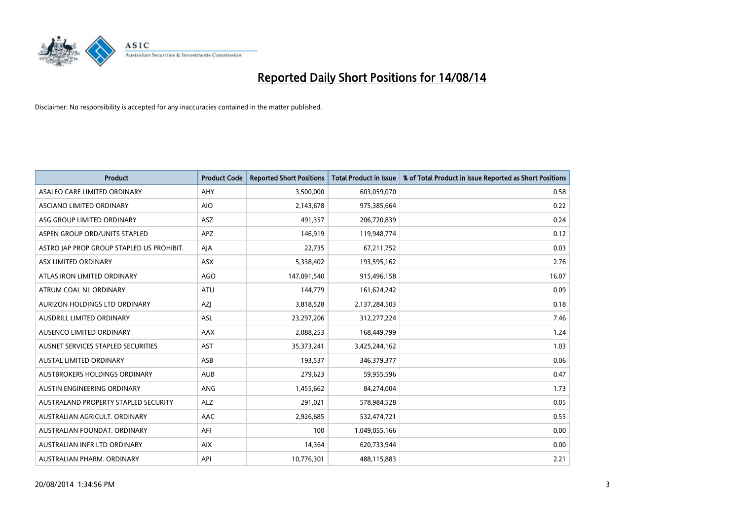# Reported Daily Short Positions for 14/08/14

Disclaimer: No responsibility is accepted for any inaccuracies contained in the matter published.

| Product | Product Code | Reported Short Positions | Total Product in Issue | % of Total Product in Issue Reported as Short Positions |
|---|---|---|---|---|
| ASALEO CARE LIMITED ORDINARY | AHY | 3,500,000 | 603,059,070 | 0.58 |
| ASCIANO LIMITED ORDINARY | AIO | 2,143,678 | 975,385,664 | 0.22 |
| ASG GROUP LIMITED ORDINARY | ASZ | 491,357 | 206,720,839 | 0.24 |
| ASPEN GROUP ORD/UNITS STAPLED | APZ | 146,919 | 119,948,774 | 0.12 |
| ASTRO JAP PROP GROUP STAPLED US PROHIBIT. | AJA | 22,735 | 67,211,752 | 0.03 |
| ASX LIMITED ORDINARY | ASX | 5,338,402 | 193,595,162 | 2.76 |
| ATLAS IRON LIMITED ORDINARY | AGO | 147,091,540 | 915,496,158 | 16.07 |
| ATRUM COAL NL ORDINARY | ATU | 144,779 | 161,624,242 | 0.09 |
| AURIZON HOLDINGS LTD ORDINARY | AZJ | 3,818,528 | 2,137,284,503 | 0.18 |
| AUSDRILL LIMITED ORDINARY | ASL | 23,297,206 | 312,277,224 | 7.46 |
| AUSENCO LIMITED ORDINARY | AAX | 2,088,253 | 168,449,799 | 1.24 |
| AUSNET SERVICES STAPLED SECURITIES | AST | 35,373,241 | 3,425,244,162 | 1.03 |
| AUSTAL LIMITED ORDINARY | ASB | 193,537 | 346,379,377 | 0.06 |
| AUSTBROKERS HOLDINGS ORDINARY | AUB | 279,623 | 59,955,596 | 0.47 |
| AUSTIN ENGINEERING ORDINARY | ANG | 1,455,662 | 84,274,004 | 1.73 |
| AUSTRALAND PROPERTY STAPLED SECURITY | ALZ | 291,021 | 578,984,528 | 0.05 |
| AUSTRALIAN AGRICULT. ORDINARY | AAC | 2,926,685 | 532,474,721 | 0.55 |
| AUSTRALIAN FOUNDAT. ORDINARY | AFI | 100 | 1,049,055,166 | 0.00 |
| AUSTRALIAN INFR LTD ORDINARY | AIX | 14,364 | 620,733,944 | 0.00 |
| AUSTRALIAN PHARM. ORDINARY | API | 10,776,301 | 488,115,883 | 2.21 |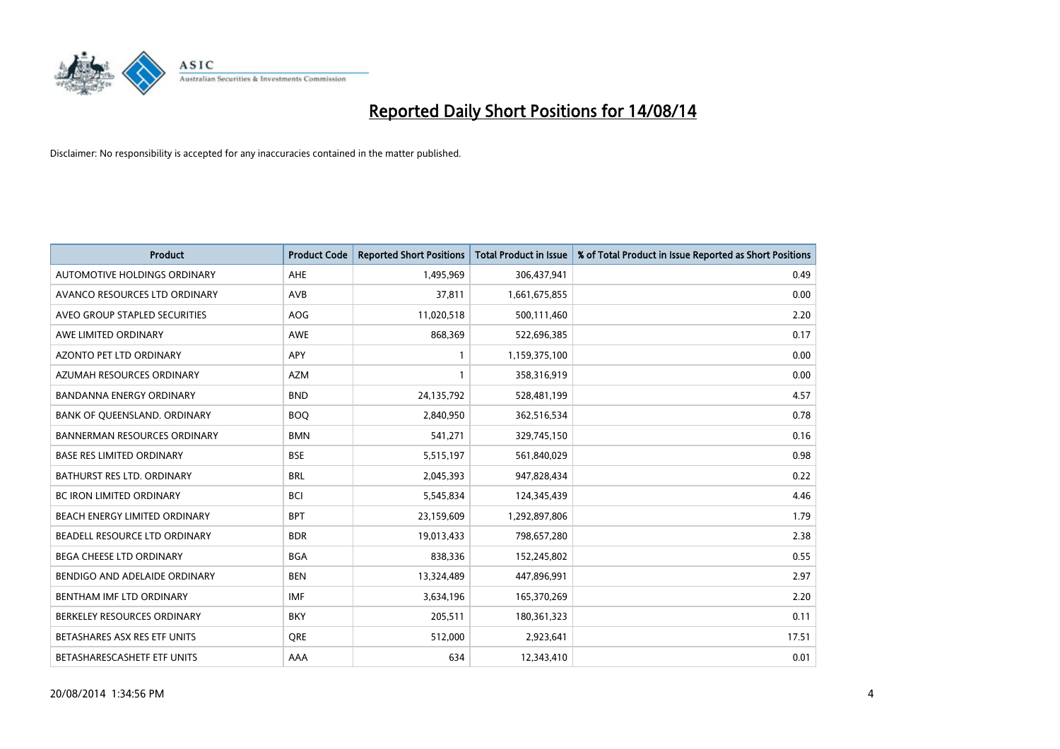# Reported Daily Short Positions for 14/08/14

Disclaimer: No responsibility is accepted for any inaccuracies contained in the matter published.

| Product | Product Code | Reported Short Positions | Total Product in Issue | % of Total Product in Issue Reported as Short Positions |
|---|---|---|---|---|
| AUTOMOTIVE HOLDINGS ORDINARY | AHE | 1,495,969 | 306,437,941 | 0.49 |
| AVANCO RESOURCES LTD ORDINARY | AVB | 37,811 | 1,661,675,855 | 0.00 |
| AVEO GROUP STAPLED SECURITIES | AOG | 11,020,518 | 500,111,460 | 2.20 |
| AWE LIMITED ORDINARY | AWE | 868,369 | 522,696,385 | 0.17 |
| AZONTO PET LTD ORDINARY | APY | 1 | 1,159,375,100 | 0.00 |
| AZUMAH RESOURCES ORDINARY | AZM | 1 | 358,316,919 | 0.00 |
| BANDANNA ENERGY ORDINARY | BND | 24,135,792 | 528,481,199 | 4.57 |
| BANK OF QUEENSLAND. ORDINARY | BOQ | 2,840,950 | 362,516,534 | 0.78 |
| BANNERMAN RESOURCES ORDINARY | BMN | 541,271 | 329,745,150 | 0.16 |
| BASE RES LIMITED ORDINARY | BSE | 5,515,197 | 561,840,029 | 0.98 |
| BATHURST RES LTD. ORDINARY | BRL | 2,045,393 | 947,828,434 | 0.22 |
| BC IRON LIMITED ORDINARY | BCI | 5,545,834 | 124,345,439 | 4.46 |
| BEACH ENERGY LIMITED ORDINARY | BPT | 23,159,609 | 1,292,897,806 | 1.79 |
| BEADELL RESOURCE LTD ORDINARY | BDR | 19,013,433 | 798,657,280 | 2.38 |
| BEGA CHEESE LTD ORDINARY | BGA | 838,336 | 152,245,802 | 0.55 |
| BENDIGO AND ADELAIDE ORDINARY | BEN | 13,324,489 | 447,896,991 | 2.97 |
| BENTHAM IMF LTD ORDINARY | IMF | 3,634,196 | 165,370,269 | 2.20 |
| BERKELEY RESOURCES ORDINARY | BKY | 205,511 | 180,361,323 | 0.11 |
| BETASHARES ASX RES ETF UNITS | QRE | 512,000 | 2,923,641 | 17.51 |
| BETASHARESCASHETF ETF UNITS | AAA | 634 | 12,343,410 | 0.01 |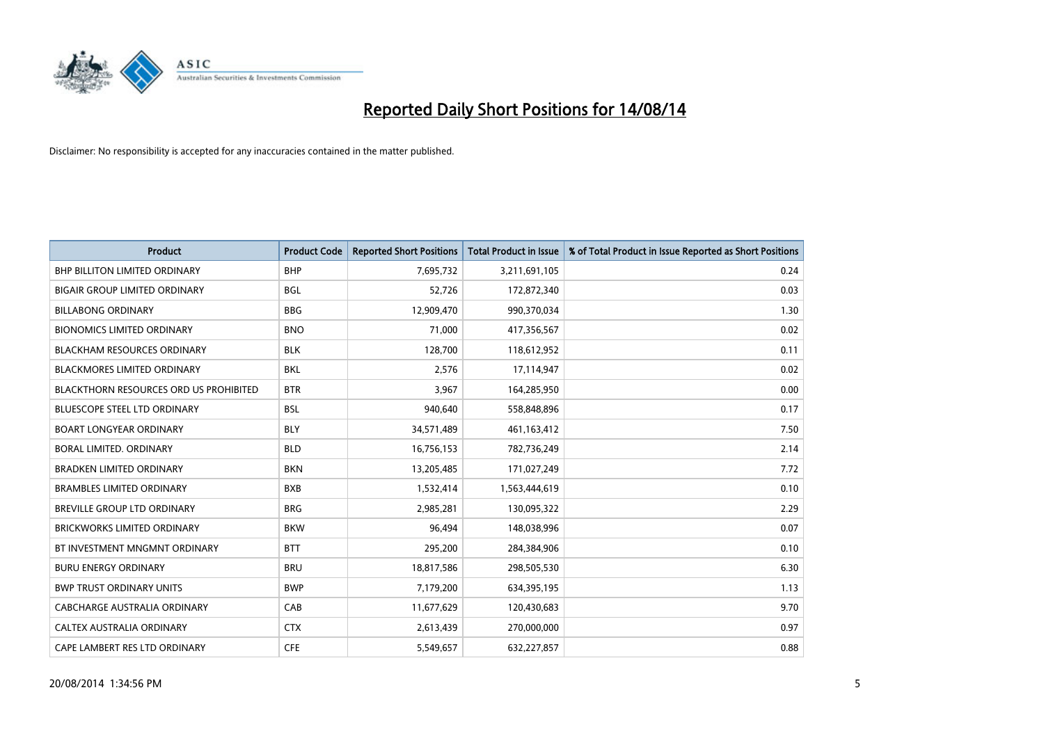# Reported Daily Short Positions for 14/08/14

Disclaimer: No responsibility is accepted for any inaccuracies contained in the matter published.

| Product | Product Code | Reported Short Positions | Total Product in Issue | % of Total Product in Issue Reported as Short Positions |
|---|---|---|---|---|
| BHP BILLITON LIMITED ORDINARY | BHP | 7,695,732 | 3,211,691,105 | 0.24 |
| BIGAIR GROUP LIMITED ORDINARY | BGL | 52,726 | 172,872,340 | 0.03 |
| BILLABONG ORDINARY | BBG | 12,909,470 | 990,370,034 | 1.30 |
| BIONOMICS LIMITED ORDINARY | BNO | 71,000 | 417,356,567 | 0.02 |
| BLACKHAM RESOURCES ORDINARY | BLK | 128,700 | 118,612,952 | 0.11 |
| BLACKMORES LIMITED ORDINARY | BKL | 2,576 | 17,114,947 | 0.02 |
| BLACKTHORN RESOURCES ORD US PROHIBITED | BTR | 3,967 | 164,285,950 | 0.00 |
| BLUESCOPE STEEL LTD ORDINARY | BSL | 940,640 | 558,848,896 | 0.17 |
| BOART LONGYEAR ORDINARY | BLY | 34,571,489 | 461,163,412 | 7.50 |
| BORAL LIMITED. ORDINARY | BLD | 16,756,153 | 782,736,249 | 2.14 |
| BRADKEN LIMITED ORDINARY | BKN | 13,205,485 | 171,027,249 | 7.72 |
| BRAMBLES LIMITED ORDINARY | BXB | 1,532,414 | 1,563,444,619 | 0.10 |
| BREVILLE GROUP LTD ORDINARY | BRG | 2,985,281 | 130,095,322 | 2.29 |
| BRICKWORKS LIMITED ORDINARY | BKW | 96,494 | 148,038,996 | 0.07 |
| BT INVESTMENT MNGMNT ORDINARY | BTT | 295,200 | 284,384,906 | 0.10 |
| BURU ENERGY ORDINARY | BRU | 18,817,586 | 298,505,530 | 6.30 |
| BWP TRUST ORDINARY UNITS | BWP | 7,179,200 | 634,395,195 | 1.13 |
| CABCHARGE AUSTRALIA ORDINARY | CAB | 11,677,629 | 120,430,683 | 9.70 |
| CALTEX AUSTRALIA ORDINARY | CTX | 2,613,439 | 270,000,000 | 0.97 |
| CAPE LAMBERT RES LTD ORDINARY | CFE | 5,549,657 | 632,227,857 | 0.88 |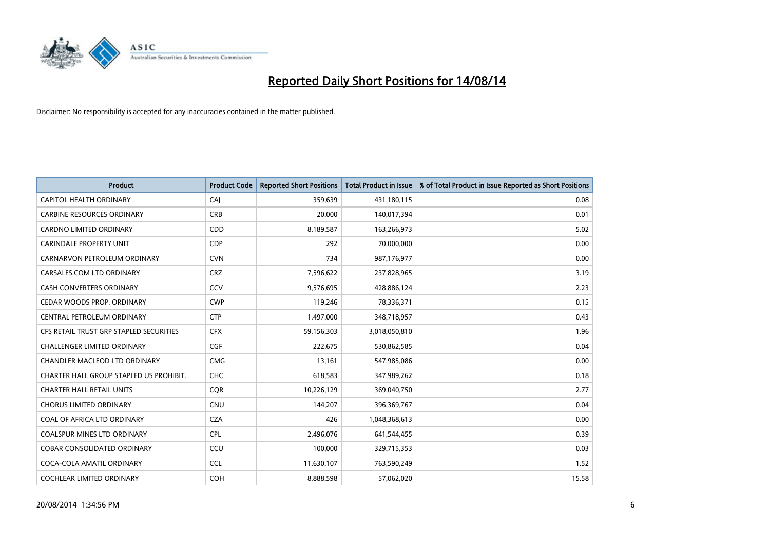# Reported Daily Short Positions for 14/08/14

Disclaimer: No responsibility is accepted for any inaccuracies contained in the matter published.

| Product | Product Code | Reported Short Positions | Total Product in Issue | % of Total Product in Issue Reported as Short Positions |
|---|---|---|---|---|
| CAPITOL HEALTH ORDINARY | CAJ | 359,639 | 431,180,115 | 0.08 |
| CARBINE RESOURCES ORDINARY | CRB | 20,000 | 140,017,394 | 0.01 |
| CARDNO LIMITED ORDINARY | CDD | 8,189,587 | 163,266,973 | 5.02 |
| CARINDALE PROPERTY UNIT | CDP | 292 | 70,000,000 | 0.00 |
| CARNARVON PETROLEUM ORDINARY | CVN | 734 | 987,176,977 | 0.00 |
| CARSALES.COM LTD ORDINARY | CRZ | 7,596,622 | 237,828,965 | 3.19 |
| CASH CONVERTERS ORDINARY | CCV | 9,576,695 | 428,886,124 | 2.23 |
| CEDAR WOODS PROP. ORDINARY | CWP | 119,246 | 78,336,371 | 0.15 |
| CENTRAL PETROLEUM ORDINARY | CTP | 1,497,000 | 348,718,957 | 0.43 |
| CFS RETAIL TRUST GRP STAPLED SECURITIES | CFX | 59,156,303 | 3,018,050,810 | 1.96 |
| CHALLENGER LIMITED ORDINARY | CGF | 222,675 | 530,862,585 | 0.04 |
| CHANDLER MACLEOD LTD ORDINARY | CMG | 13,161 | 547,985,086 | 0.00 |
| CHARTER HALL GROUP STAPLED US PROHIBIT. | CHC | 618,583 | 347,989,262 | 0.18 |
| CHARTER HALL RETAIL UNITS | CQR | 10,226,129 | 369,040,750 | 2.77 |
| CHORUS LIMITED ORDINARY | CNU | 144,207 | 396,369,767 | 0.04 |
| COAL OF AFRICA LTD ORDINARY | CZA | 426 | 1,048,368,613 | 0.00 |
| COALSPUR MINES LTD ORDINARY | CPL | 2,496,076 | 641,544,455 | 0.39 |
| COBAR CONSOLIDATED ORDINARY | CCU | 100,000 | 329,715,353 | 0.03 |
| COCA-COLA AMATIL ORDINARY | CCL | 11,630,107 | 763,590,249 | 1.52 |
| COCHLEAR LIMITED ORDINARY | COH | 8,888,598 | 57,062,020 | 15.58 |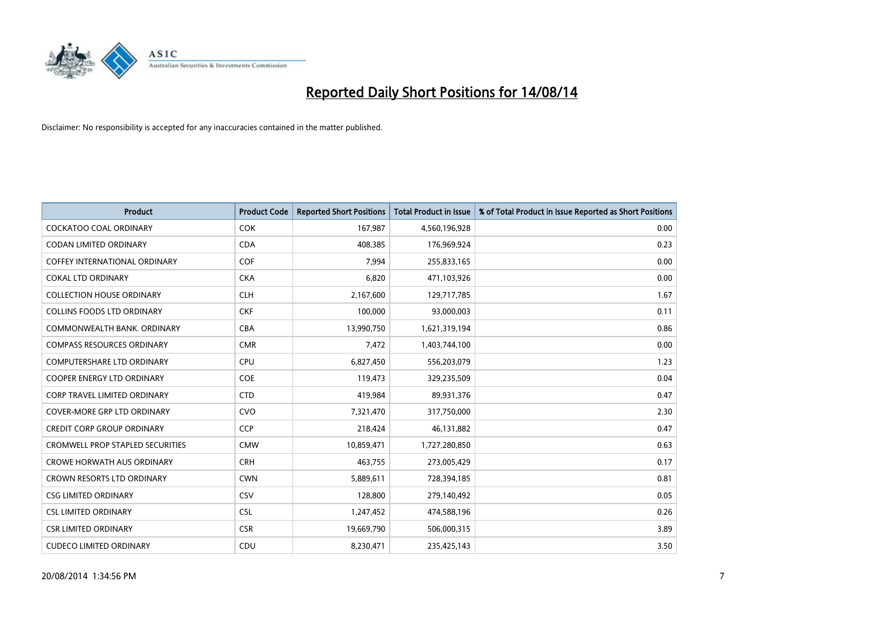# Reported Daily Short Positions for 14/08/14

Disclaimer: No responsibility is accepted for any inaccuracies contained in the matter published.

| Product | Product Code | Reported Short Positions | Total Product in Issue | % of Total Product in Issue Reported as Short Positions |
|---|---|---|---|---|
| COCKATOO COAL ORDINARY | COK | 167,987 | 4,560,196,928 | 0.00 |
| CODAN LIMITED ORDINARY | CDA | 408,385 | 176,969,924 | 0.23 |
| COFFEY INTERNATIONAL ORDINARY | COF | 7,994 | 255,833,165 | 0.00 |
| COKAL LTD ORDINARY | CKA | 6,820 | 471,103,926 | 0.00 |
| COLLECTION HOUSE ORDINARY | CLH | 2,167,600 | 129,717,785 | 1.67 |
| COLLINS FOODS LTD ORDINARY | CKF | 100,000 | 93,000,003 | 0.11 |
| COMMONWEALTH BANK. ORDINARY | CBA | 13,990,750 | 1,621,319,194 | 0.86 |
| COMPASS RESOURCES ORDINARY | CMR | 7,472 | 1,403,744,100 | 0.00 |
| COMPUTERSHARE LTD ORDINARY | CPU | 6,827,450 | 556,203,079 | 1.23 |
| COOPER ENERGY LTD ORDINARY | COE | 119,473 | 329,235,509 | 0.04 |
| CORP TRAVEL LIMITED ORDINARY | CTD | 419,984 | 89,931,376 | 0.47 |
| COVER-MORE GRP LTD ORDINARY | CVO | 7,321,470 | 317,750,000 | 2.30 |
| CREDIT CORP GROUP ORDINARY | CCP | 218,424 | 46,131,882 | 0.47 |
| CROMWELL PROP STAPLED SECURITIES | CMW | 10,859,471 | 1,727,280,850 | 0.63 |
| CROWE HORWATH AUS ORDINARY | CRH | 463,755 | 273,005,429 | 0.17 |
| CROWN RESORTS LTD ORDINARY | CWN | 5,889,611 | 728,394,185 | 0.81 |
| CSG LIMITED ORDINARY | CSV | 128,800 | 279,140,492 | 0.05 |
| CSL LIMITED ORDINARY | CSL | 1,247,452 | 474,588,196 | 0.26 |
| CSR LIMITED ORDINARY | CSR | 19,669,790 | 506,000,315 | 3.89 |
| CUDECO LIMITED ORDINARY | CDU | 8,230,471 | 235,425,143 | 3.50 |

20/08/2014 1:34:56 PM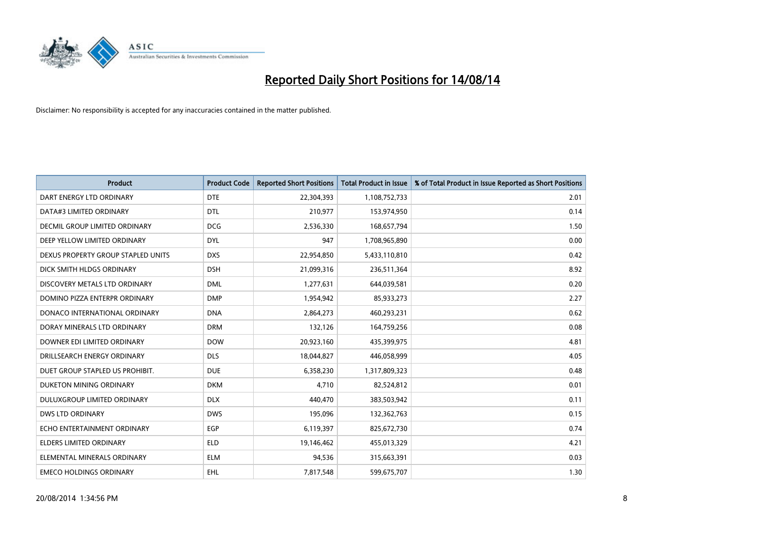# Reported Daily Short Positions for 14/08/14

Disclaimer: No responsibility is accepted for any inaccuracies contained in the matter published.

| Product | Product Code | Reported Short Positions | Total Product in Issue | % of Total Product in Issue Reported as Short Positions |
|---|---|---|---|---|
| DART ENERGY LTD ORDINARY | DTE | 22,304,393 | 1,108,752,733 | 2.01 |
| DATA#3 LIMITED ORDINARY | DTL | 210,977 | 153,974,950 | 0.14 |
| DECMIL GROUP LIMITED ORDINARY | DCG | 2,536,330 | 168,657,794 | 1.50 |
| DEEP YELLOW LIMITED ORDINARY | DYL | 947 | 1,708,965,890 | 0.00 |
| DEXUS PROPERTY GROUP STAPLED UNITS | DXS | 22,954,850 | 5,433,110,810 | 0.42 |
| DICK SMITH HLDGS ORDINARY | DSH | 21,099,316 | 236,511,364 | 8.92 |
| DISCOVERY METALS LTD ORDINARY | DML | 1,277,631 | 644,039,581 | 0.20 |
| DOMINO PIZZA ENTERPR ORDINARY | DMP | 1,954,942 | 85,933,273 | 2.27 |
| DONACO INTERNATIONAL ORDINARY | DNA | 2,864,273 | 460,293,231 | 0.62 |
| DORAY MINERALS LTD ORDINARY | DRM | 132,126 | 164,759,256 | 0.08 |
| DOWNER EDI LIMITED ORDINARY | DOW | 20,923,160 | 435,399,975 | 4.81 |
| DRILLSEARCH ENERGY ORDINARY | DLS | 18,044,827 | 446,058,999 | 4.05 |
| DUET GROUP STAPLED US PROHIBIT. | DUE | 6,358,230 | 1,317,809,323 | 0.48 |
| DUKETON MINING ORDINARY | DKM | 4,710 | 82,524,812 | 0.01 |
| DULUXGROUP LIMITED ORDINARY | DLX | 440,470 | 383,503,942 | 0.11 |
| DWS LTD ORDINARY | DWS | 195,096 | 132,362,763 | 0.15 |
| ECHO ENTERTAINMENT ORDINARY | EGP | 6,119,397 | 825,672,730 | 0.74 |
| ELDERS LIMITED ORDINARY | ELD | 19,146,462 | 455,013,329 | 4.21 |
| ELEMENTAL MINERALS ORDINARY | ELM | 94,536 | 315,663,391 | 0.03 |
| EMECO HOLDINGS ORDINARY | EHL | 7,817,548 | 599,675,707 | 1.30 |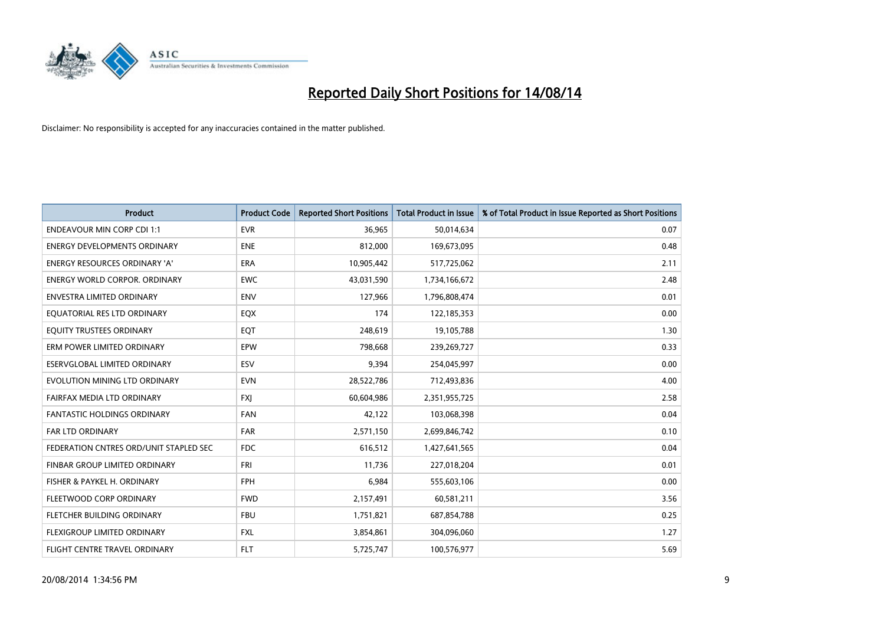# Reported Daily Short Positions for 14/08/14

Disclaimer: No responsibility is accepted for any inaccuracies contained in the matter published.

| Product | Product Code | Reported Short Positions | Total Product in Issue | % of Total Product in Issue Reported as Short Positions |
|---|---|---|---|---|
| ENDEAVOUR MIN CORP CDI 1:1 | EVR | 36,965 | 50,014,634 | 0.07 |
| ENERGY DEVELOPMENTS ORDINARY | ENE | 812,000 | 169,673,095 | 0.48 |
| ENERGY RESOURCES ORDINARY 'A' | ERA | 10,905,442 | 517,725,062 | 2.11 |
| ENERGY WORLD CORPOR. ORDINARY | EWC | 43,031,590 | 1,734,166,672 | 2.48 |
| ENVESTRA LIMITED ORDINARY | ENV | 127,966 | 1,796,808,474 | 0.01 |
| EQUATORIAL RES LTD ORDINARY | EQX | 174 | 122,185,353 | 0.00 |
| EQUITY TRUSTEES ORDINARY | EQT | 248,619 | 19,105,788 | 1.30 |
| ERM POWER LIMITED ORDINARY | EPW | 798,668 | 239,269,727 | 0.33 |
| ESERVGLOBAL LIMITED ORDINARY | ESV | 9,394 | 254,045,997 | 0.00 |
| EVOLUTION MINING LTD ORDINARY | EVN | 28,522,786 | 712,493,836 | 4.00 |
| FAIRFAX MEDIA LTD ORDINARY | FXJ | 60,604,986 | 2,351,955,725 | 2.58 |
| FANTASTIC HOLDINGS ORDINARY | FAN | 42,122 | 103,068,398 | 0.04 |
| FAR LTD ORDINARY | FAR | 2,571,150 | 2,699,846,742 | 0.10 |
| FEDERATION CNTRES ORD/UNIT STAPLED SEC | FDC | 616,512 | 1,427,641,565 | 0.04 |
| FINBAR GROUP LIMITED ORDINARY | FRI | 11,736 | 227,018,204 | 0.01 |
| FISHER & PAYKEL H. ORDINARY | FPH | 6,984 | 555,603,106 | 0.00 |
| FLEETWOOD CORP ORDINARY | FWD | 2,157,491 | 60,581,211 | 3.56 |
| FLETCHER BUILDING ORDINARY | FBU | 1,751,821 | 687,854,788 | 0.25 |
| FLEXIGROUP LIMITED ORDINARY | FXL | 3,854,861 | 304,096,060 | 1.27 |
| FLIGHT CENTRE TRAVEL ORDINARY | FLT | 5,725,747 | 100,576,977 | 5.69 |

20/08/2014 1:34:56 PM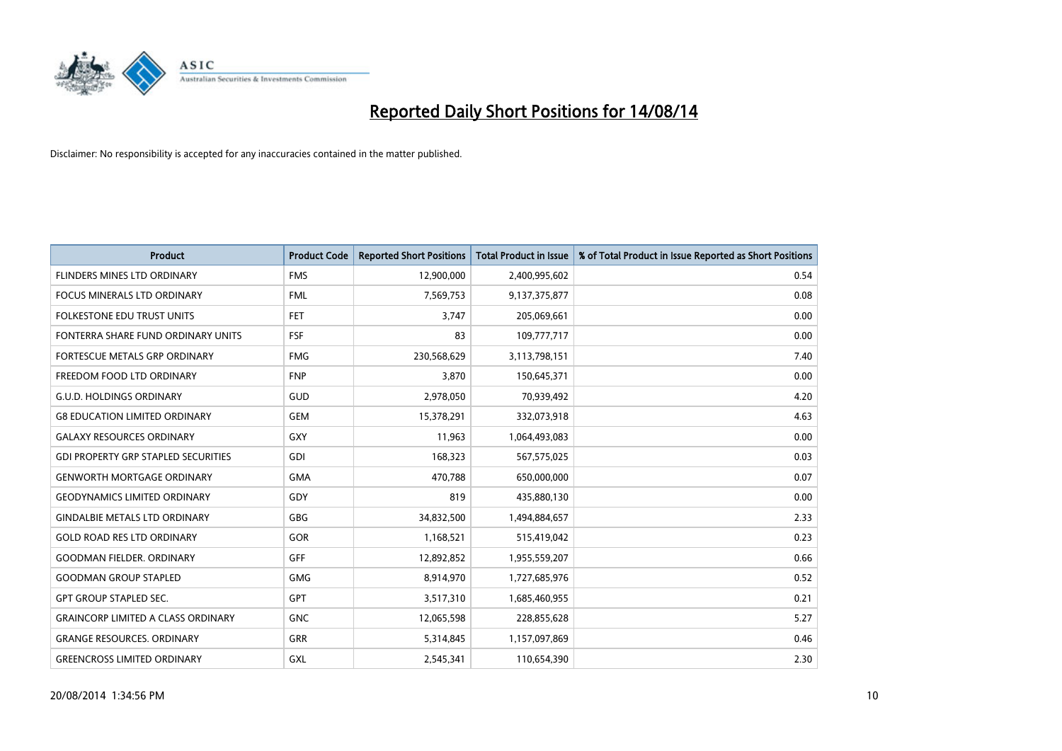# Reported Daily Short Positions for 14/08/14

Disclaimer: No responsibility is accepted for any inaccuracies contained in the matter published.

| Product | Product Code | Reported Short Positions | Total Product in Issue | % of Total Product in Issue Reported as Short Positions |
|---|---|---|---|---|
| FLINDERS MINES LTD ORDINARY | FMS | 12,900,000 | 2,400,995,602 | 0.54 |
| FOCUS MINERALS LTD ORDINARY | FML | 7,569,753 | 9,137,375,877 | 0.08 |
| FOLKESTONE EDU TRUST UNITS | FET | 3,747 | 205,069,661 | 0.00 |
| FONTERRA SHARE FUND ORDINARY UNITS | FSF | 83 | 109,777,717 | 0.00 |
| FORTESCUE METALS GRP ORDINARY | FMG | 230,568,629 | 3,113,798,151 | 7.40 |
| FREEDOM FOOD LTD ORDINARY | FNP | 3,870 | 150,645,371 | 0.00 |
| G.U.D. HOLDINGS ORDINARY | GUD | 2,978,050 | 70,939,492 | 4.20 |
| G8 EDUCATION LIMITED ORDINARY | GEM | 15,378,291 | 332,073,918 | 4.63 |
| GALAXY RESOURCES ORDINARY | GXY | 11,963 | 1,064,493,083 | 0.00 |
| GDI PROPERTY GRP STAPLED SECURITIES | GDI | 168,323 | 567,575,025 | 0.03 |
| GENWORTH MORTGAGE ORDINARY | GMA | 470,788 | 650,000,000 | 0.07 |
| GEODYNAMICS LIMITED ORDINARY | GDY | 819 | 435,880,130 | 0.00 |
| GINDALBIE METALS LTD ORDINARY | GBG | 34,832,500 | 1,494,884,657 | 2.33 |
| GOLD ROAD RES LTD ORDINARY | GOR | 1,168,521 | 515,419,042 | 0.23 |
| GOODMAN FIELDER. ORDINARY | GFF | 12,892,852 | 1,955,559,207 | 0.66 |
| GOODMAN GROUP STAPLED | GMG | 8,914,970 | 1,727,685,976 | 0.52 |
| GPT GROUP STAPLED SEC. | GPT | 3,517,310 | 1,685,460,955 | 0.21 |
| GRAINCORP LIMITED A CLASS ORDINARY | GNC | 12,065,598 | 228,855,628 | 5.27 |
| GRANGE RESOURCES. ORDINARY | GRR | 5,314,845 | 1,157,097,869 | 0.46 |
| GREENCROSS LIMITED ORDINARY | GXL | 2,545,341 | 110,654,390 | 2.30 |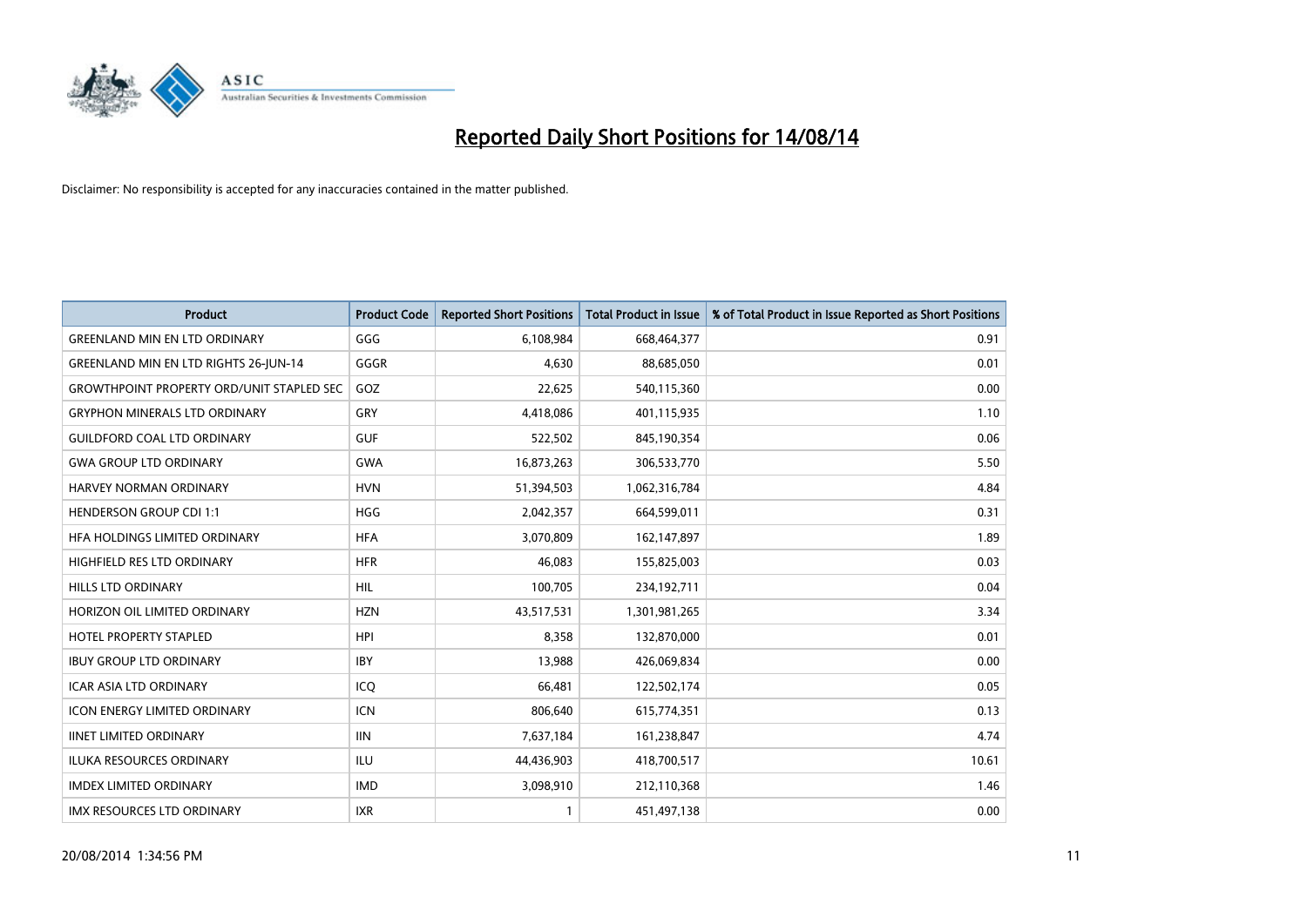# Reported Daily Short Positions for 14/08/14

Disclaimer: No responsibility is accepted for any inaccuracies contained in the matter published.

| Product | Product Code | Reported Short Positions | Total Product in Issue | % of Total Product in Issue Reported as Short Positions |
| --- | --- | --- | --- | --- |
| GREENLAND MIN EN LTD ORDINARY | GGG | 6,108,984 | 668,464,377 | 0.91 |
| GREENLAND MIN EN LTD RIGHTS 26-JUN-14 | GGGR | 4,630 | 88,685,050 | 0.01 |
| GROWTHPOINT PROPERTY ORD/UNIT STAPLED SEC | GOZ | 22,625 | 540,115,360 | 0.00 |
| GRYPHON MINERALS LTD ORDINARY | GRY | 4,418,086 | 401,115,935 | 1.10 |
| GUILDFORD COAL LTD ORDINARY | GUF | 522,502 | 845,190,354 | 0.06 |
| GWA GROUP LTD ORDINARY | GWA | 16,873,263 | 306,533,770 | 5.50 |
| HARVEY NORMAN ORDINARY | HVN | 51,394,503 | 1,062,316,784 | 4.84 |
| HENDERSON GROUP CDI 1:1 | HGG | 2,042,357 | 664,599,011 | 0.31 |
| HFA HOLDINGS LIMITED ORDINARY | HFA | 3,070,809 | 162,147,897 | 1.89 |
| HIGHFIELD RES LTD ORDINARY | HFR | 46,083 | 155,825,003 | 0.03 |
| HILLS LTD ORDINARY | HIL | 100,705 | 234,192,711 | 0.04 |
| HORIZON OIL LIMITED ORDINARY | HZN | 43,517,531 | 1,301,981,265 | 3.34 |
| HOTEL PROPERTY STAPLED | HPI | 8,358 | 132,870,000 | 0.01 |
| IBUY GROUP LTD ORDINARY | IBY | 13,988 | 426,069,834 | 0.00 |
| ICAR ASIA LTD ORDINARY | ICQ | 66,481 | 122,502,174 | 0.05 |
| ICON ENERGY LIMITED ORDINARY | ICN | 806,640 | 615,774,351 | 0.13 |
| IINET LIMITED ORDINARY | IIN | 7,637,184 | 161,238,847 | 4.74 |
| ILUKA RESOURCES ORDINARY | ILU | 44,436,903 | 418,700,517 | 10.61 |
| IMDEX LIMITED ORDINARY | IMD | 3,098,910 | 212,110,368 | 1.46 |
| IMX RESOURCES LTD ORDINARY | IXR | 1 | 451,497,138 | 0.00 |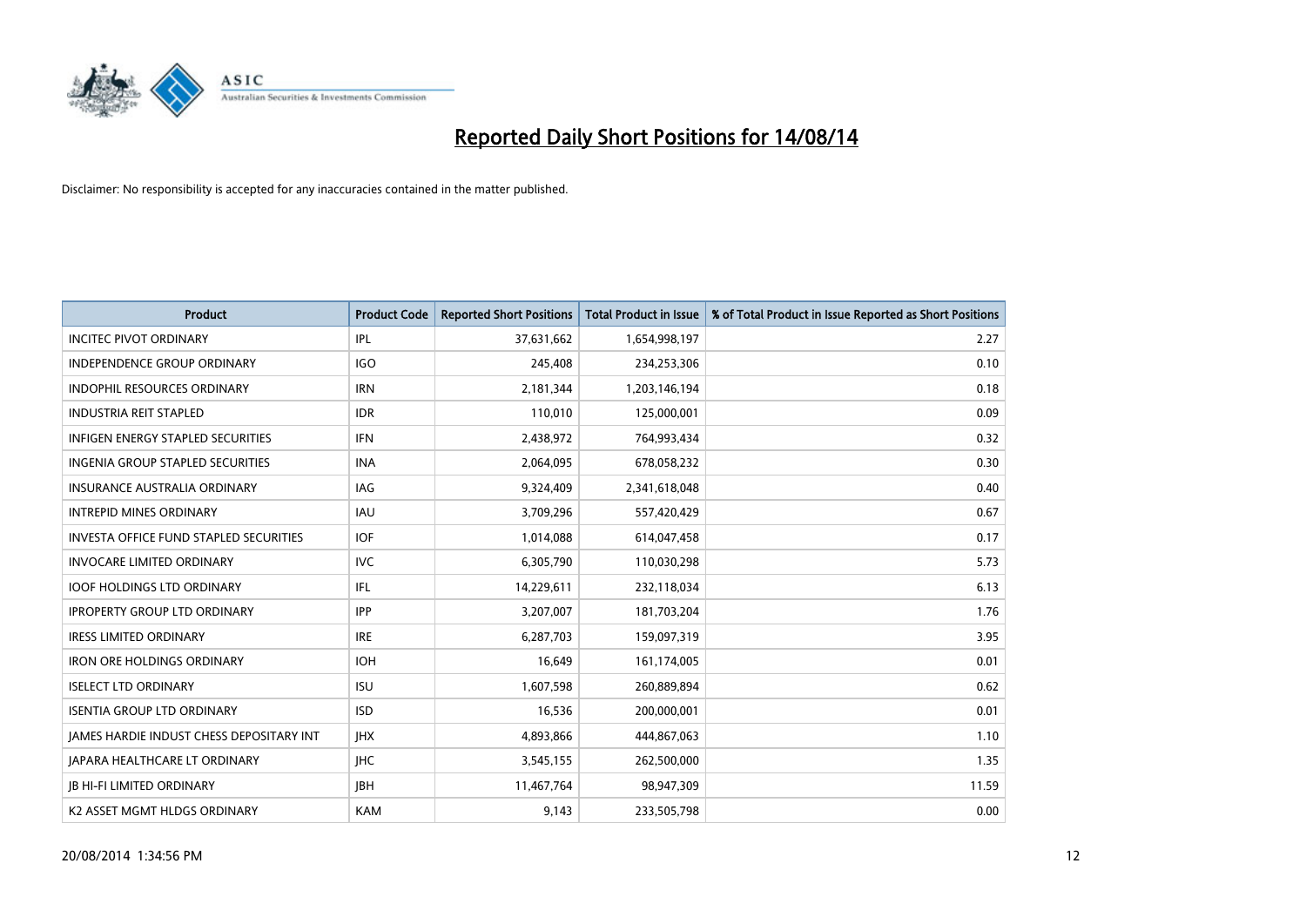# Reported Daily Short Positions for 14/08/14

Disclaimer: No responsibility is accepted for any inaccuracies contained in the matter published.

| Product | Product Code | Reported Short Positions | Total Product in Issue | % of Total Product in Issue Reported as Short Positions |
| --- | --- | --- | --- | --- |
| INCITEC PIVOT ORDINARY | IPL | 37,631,662 | 1,654,998,197 | 2.27 |
| INDEPENDENCE GROUP ORDINARY | IGO | 245,408 | 234,253,306 | 0.10 |
| INDOPHIL RESOURCES ORDINARY | IRN | 2,181,344 | 1,203,146,194 | 0.18 |
| INDUSTRIA REIT STAPLED | IDR | 110,010 | 125,000,001 | 0.09 |
| INFIGEN ENERGY STAPLED SECURITIES | IFN | 2,438,972 | 764,993,434 | 0.32 |
| INGENIA GROUP STAPLED SECURITIES | INA | 2,064,095 | 678,058,232 | 0.30 |
| INSURANCE AUSTRALIA ORDINARY | IAG | 9,324,409 | 2,341,618,048 | 0.40 |
| INTREPID MINES ORDINARY | IAU | 3,709,296 | 557,420,429 | 0.67 |
| INVESTA OFFICE FUND STAPLED SECURITIES | IOF | 1,014,088 | 614,047,458 | 0.17 |
| INVOCARE LIMITED ORDINARY | IVC | 6,305,790 | 110,030,298 | 5.73 |
| IOOF HOLDINGS LTD ORDINARY | IFL | 14,229,611 | 232,118,034 | 6.13 |
| IPROPERTY GROUP LTD ORDINARY | IPP | 3,207,007 | 181,703,204 | 1.76 |
| IRESS LIMITED ORDINARY | IRE | 6,287,703 | 159,097,319 | 3.95 |
| IRON ORE HOLDINGS ORDINARY | IOH | 16,649 | 161,174,005 | 0.01 |
| ISELECT LTD ORDINARY | ISU | 1,607,598 | 260,889,894 | 0.62 |
| ISENTIA GROUP LTD ORDINARY | ISD | 16,536 | 200,000,001 | 0.01 |
| JAMES HARDIE INDUST CHESS DEPOSITARY INT | JHX | 4,893,866 | 444,867,063 | 1.10 |
| JAPARA HEALTHCARE LT ORDINARY | JHC | 3,545,155 | 262,500,000 | 1.35 |
| JB HI-FI LIMITED ORDINARY | JBH | 11,467,764 | 98,947,309 | 11.59 |
| K2 ASSET MGMT HLDGS ORDINARY | KAM | 9,143 | 233,505,798 | 0.00 |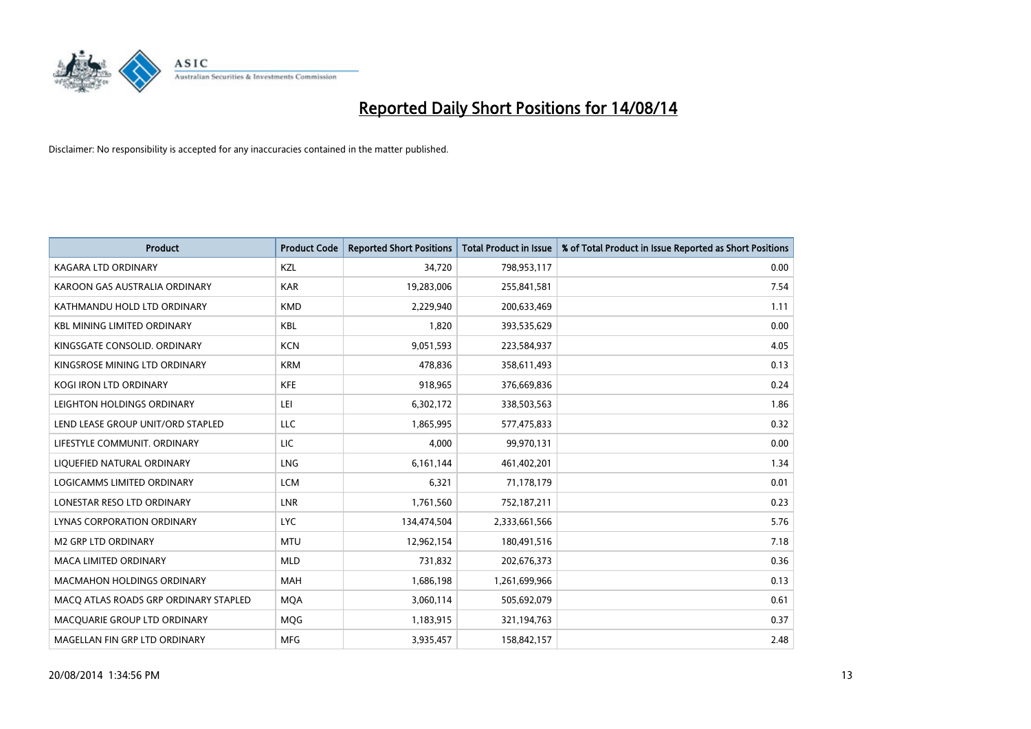# Reported Daily Short Positions for 14/08/14

Disclaimer: No responsibility is accepted for any inaccuracies contained in the matter published.

| Product | Product Code | Reported Short Positions | Total Product in Issue | % of Total Product in Issue Reported as Short Positions |
|---|---|---|---|---|
| KAGARA LTD ORDINARY | KZL | 34,720 | 798,953,117 | 0.00 |
| KAROON GAS AUSTRALIA ORDINARY | KAR | 19,283,006 | 255,841,581 | 7.54 |
| KATHMANDU HOLD LTD ORDINARY | KMD | 2,229,940 | 200,633,469 | 1.11 |
| KBL MINING LIMITED ORDINARY | KBL | 1,820 | 393,535,629 | 0.00 |
| KINGSGATE CONSOLID. ORDINARY | KCN | 9,051,593 | 223,584,937 | 4.05 |
| KINGSROSE MINING LTD ORDINARY | KRM | 478,836 | 358,611,493 | 0.13 |
| KOGI IRON LTD ORDINARY | KFE | 918,965 | 376,669,836 | 0.24 |
| LEIGHTON HOLDINGS ORDINARY | LEI | 6,302,172 | 338,503,563 | 1.86 |
| LEND LEASE GROUP UNIT/ORD STAPLED | LLC | 1,865,995 | 577,475,833 | 0.32 |
| LIFESTYLE COMMUNIT. ORDINARY | LIC | 4,000 | 99,970,131 | 0.00 |
| LIQUEFIED NATURAL ORDINARY | LNG | 6,161,144 | 461,402,201 | 1.34 |
| LOGICAMMS LIMITED ORDINARY | LCM | 6,321 | 71,178,179 | 0.01 |
| LONESTAR RESO LTD ORDINARY | LNR | 1,761,560 | 752,187,211 | 0.23 |
| LYNAS CORPORATION ORDINARY | LYC | 134,474,504 | 2,333,661,566 | 5.76 |
| M2 GRP LTD ORDINARY | MTU | 12,962,154 | 180,491,516 | 7.18 |
| MACA LIMITED ORDINARY | MLD | 731,832 | 202,676,373 | 0.36 |
| MACMAHON HOLDINGS ORDINARY | MAH | 1,686,198 | 1,261,699,966 | 0.13 |
| MACQ ATLAS ROADS GRP ORDINARY STAPLED | MQA | 3,060,114 | 505,692,079 | 0.61 |
| MACQUARIE GROUP LTD ORDINARY | MQG | 1,183,915 | 321,194,763 | 0.37 |
| MAGELLAN FIN GRP LTD ORDINARY | MFG | 3,935,457 | 158,842,157 | 2.48 |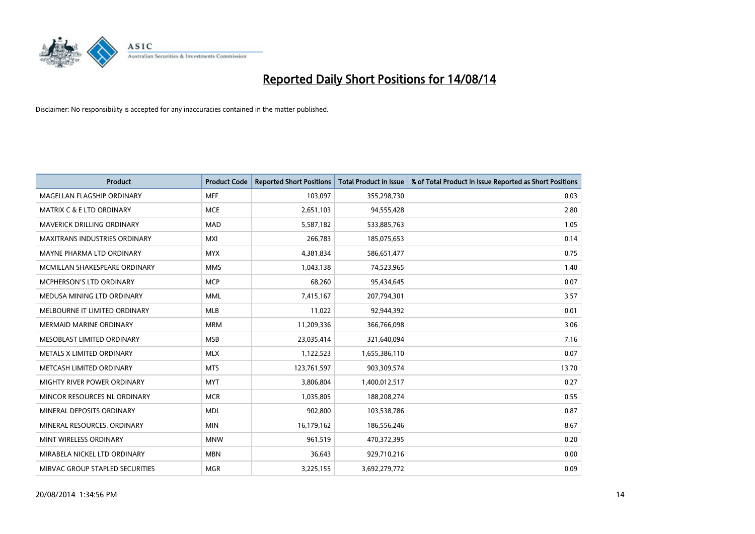# Reported Daily Short Positions for 14/08/14

Disclaimer: No responsibility is accepted for any inaccuracies contained in the matter published.

| Product | Product Code | Reported Short Positions | Total Product in Issue | % of Total Product in Issue Reported as Short Positions |
|---|---|---|---|---|
| MAGELLAN FLAGSHIP ORDINARY | MFF | 103,097 | 355,298,730 | 0.03 |
| MATRIX C & E LTD ORDINARY | MCE | 2,651,103 | 94,555,428 | 2.80 |
| MAVERICK DRILLING ORDINARY | MAD | 5,587,182 | 533,885,763 | 1.05 |
| MAXITRANS INDUSTRIES ORDINARY | MXI | 266,783 | 185,075,653 | 0.14 |
| MAYNE PHARMA LTD ORDINARY | MYX | 4,381,834 | 586,651,477 | 0.75 |
| MCMILLAN SHAKESPEARE ORDINARY | MMS | 1,043,138 | 74,523,965 | 1.40 |
| MCPHERSON'S LTD ORDINARY | MCP | 68,260 | 95,434,645 | 0.07 |
| MEDUSA MINING LTD ORDINARY | MML | 7,415,167 | 207,794,301 | 3.57 |
| MELBOURNE IT LIMITED ORDINARY | MLB | 11,022 | 92,944,392 | 0.01 |
| MERMAID MARINE ORDINARY | MRM | 11,209,336 | 366,766,098 | 3.06 |
| MESOBLAST LIMITED ORDINARY | MSB | 23,035,414 | 321,640,094 | 7.16 |
| METALS X LIMITED ORDINARY | MLX | 1,122,523 | 1,655,386,110 | 0.07 |
| METCASH LIMITED ORDINARY | MTS | 123,761,597 | 903,309,574 | 13.70 |
| MIGHTY RIVER POWER ORDINARY | MYT | 3,806,804 | 1,400,012,517 | 0.27 |
| MINCOR RESOURCES NL ORDINARY | MCR | 1,035,805 | 188,208,274 | 0.55 |
| MINERAL DEPOSITS ORDINARY | MDL | 902,800 | 103,538,786 | 0.87 |
| MINERAL RESOURCES. ORDINARY | MIN | 16,179,162 | 186,556,246 | 8.67 |
| MINT WIRELESS ORDINARY | MNW | 961,519 | 470,372,395 | 0.20 |
| MIRABELA NICKEL LTD ORDINARY | MBN | 36,643 | 929,710,216 | 0.00 |
| MIRVAC GROUP STAPLED SECURITIES | MGR | 3,225,155 | 3,692,279,772 | 0.09 |

20/08/2014 1:34:56 PM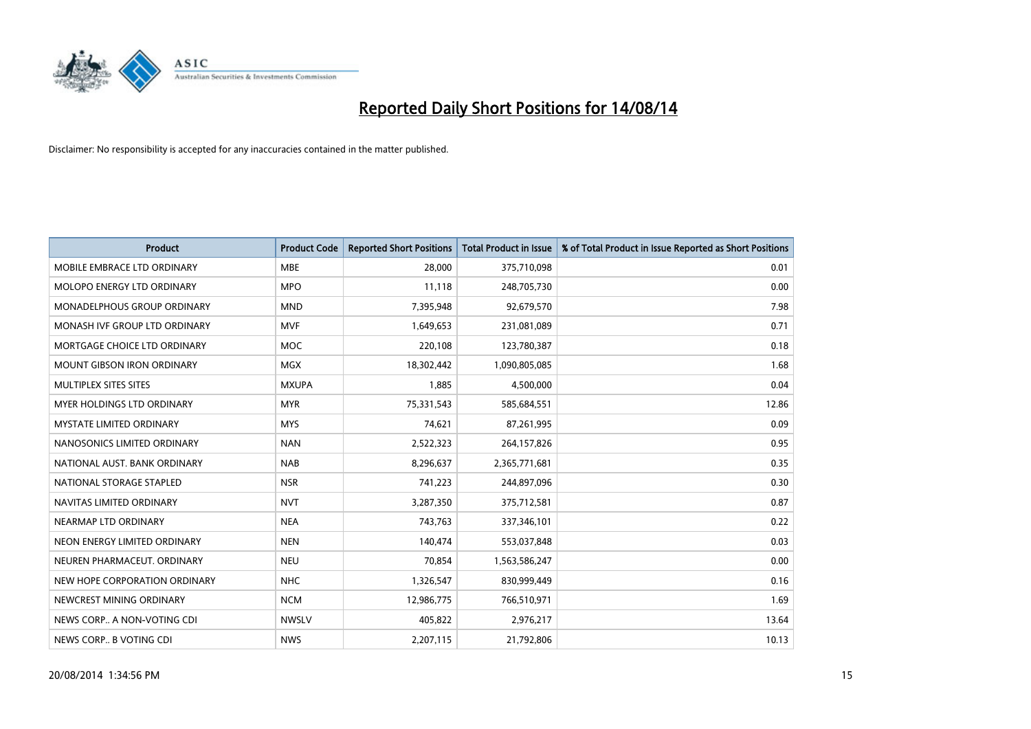# Reported Daily Short Positions for 14/08/14

Disclaimer: No responsibility is accepted for any inaccuracies contained in the matter published.

| Product | Product Code | Reported Short Positions | Total Product in Issue | % of Total Product in Issue Reported as Short Positions |
|---|---|---|---|---|
| MOBILE EMBRACE LTD ORDINARY | MBE | 28,000 | 375,710,098 | 0.01 |
| MOLOPO ENERGY LTD ORDINARY | MPO | 11,118 | 248,705,730 | 0.00 |
| MONADELPHOUS GROUP ORDINARY | MND | 7,395,948 | 92,679,570 | 7.98 |
| MONASH IVF GROUP LTD ORDINARY | MVF | 1,649,653 | 231,081,089 | 0.71 |
| MORTGAGE CHOICE LTD ORDINARY | MOC | 220,108 | 123,780,387 | 0.18 |
| MOUNT GIBSON IRON ORDINARY | MGX | 18,302,442 | 1,090,805,085 | 1.68 |
| MULTIPLEX SITES SITES | MXUPA | 1,885 | 4,500,000 | 0.04 |
| MYER HOLDINGS LTD ORDINARY | MYR | 75,331,543 | 585,684,551 | 12.86 |
| MYSTATE LIMITED ORDINARY | MYS | 74,621 | 87,261,995 | 0.09 |
| NANOSONICS LIMITED ORDINARY | NAN | 2,522,323 | 264,157,826 | 0.95 |
| NATIONAL AUST. BANK ORDINARY | NAB | 8,296,637 | 2,365,771,681 | 0.35 |
| NATIONAL STORAGE STAPLED | NSR | 741,223 | 244,897,096 | 0.30 |
| NAVITAS LIMITED ORDINARY | NVT | 3,287,350 | 375,712,581 | 0.87 |
| NEARMAP LTD ORDINARY | NEA | 743,763 | 337,346,101 | 0.22 |
| NEON ENERGY LIMITED ORDINARY | NEN | 140,474 | 553,037,848 | 0.03 |
| NEUREN PHARMACEUT. ORDINARY | NEU | 70,854 | 1,563,586,247 | 0.00 |
| NEW HOPE CORPORATION ORDINARY | NHC | 1,326,547 | 830,999,449 | 0.16 |
| NEWCREST MINING ORDINARY | NCM | 12,986,775 | 766,510,971 | 1.69 |
| NEWS CORP.. A NON-VOTING CDI | NWSLV | 405,822 | 2,976,217 | 13.64 |
| NEWS CORP.. B VOTING CDI | NWS | 2,207,115 | 21,792,806 | 10.13 |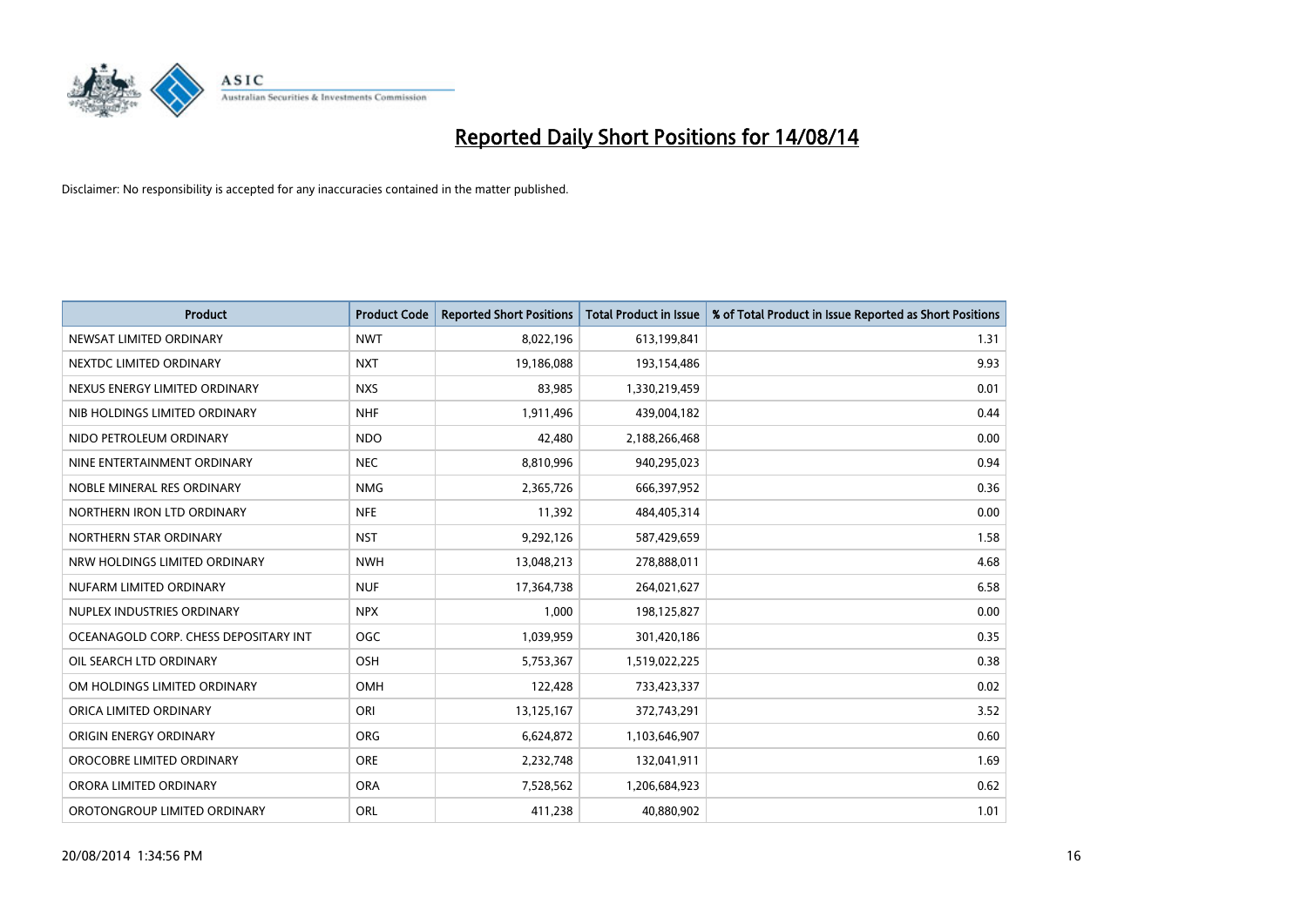# Reported Daily Short Positions for 14/08/14

Disclaimer: No responsibility is accepted for any inaccuracies contained in the matter published.

| Product | Product Code | Reported Short Positions | Total Product in Issue | % of Total Product in Issue Reported as Short Positions |
|---|---|---|---|---|
| NEWSAT LIMITED ORDINARY | NWT | 8,022,196 | 613,199,841 | 1.31 |
| NEXTDC LIMITED ORDINARY | NXT | 19,186,088 | 193,154,486 | 9.93 |
| NEXUS ENERGY LIMITED ORDINARY | NXS | 83,985 | 1,330,219,459 | 0.01 |
| NIB HOLDINGS LIMITED ORDINARY | NHF | 1,911,496 | 439,004,182 | 0.44 |
| NIDO PETROLEUM ORDINARY | NDO | 42,480 | 2,188,266,468 | 0.00 |
| NINE ENTERTAINMENT ORDINARY | NEC | 8,810,996 | 940,295,023 | 0.94 |
| NOBLE MINERAL RES ORDINARY | NMG | 2,365,726 | 666,397,952 | 0.36 |
| NORTHERN IRON LTD ORDINARY | NFE | 11,392 | 484,405,314 | 0.00 |
| NORTHERN STAR ORDINARY | NST | 9,292,126 | 587,429,659 | 1.58 |
| NRW HOLDINGS LIMITED ORDINARY | NWH | 13,048,213 | 278,888,011 | 4.68 |
| NUFARM LIMITED ORDINARY | NUF | 17,364,738 | 264,021,627 | 6.58 |
| NUPLEX INDUSTRIES ORDINARY | NPX | 1,000 | 198,125,827 | 0.00 |
| OCEANAGOLD CORP. CHESS DEPOSITARY INT | OGC | 1,039,959 | 301,420,186 | 0.35 |
| OIL SEARCH LTD ORDINARY | OSH | 5,753,367 | 1,519,022,225 | 0.38 |
| OM HOLDINGS LIMITED ORDINARY | OMH | 122,428 | 733,423,337 | 0.02 |
| ORICA LIMITED ORDINARY | ORI | 13,125,167 | 372,743,291 | 3.52 |
| ORIGIN ENERGY ORDINARY | ORG | 6,624,872 | 1,103,646,907 | 0.60 |
| OROCOBRE LIMITED ORDINARY | ORE | 2,232,748 | 132,041,911 | 1.69 |
| ORORA LIMITED ORDINARY | ORA | 7,528,562 | 1,206,684,923 | 0.62 |
| OROTONGROUP LIMITED ORDINARY | ORL | 411,238 | 40,880,902 | 1.01 |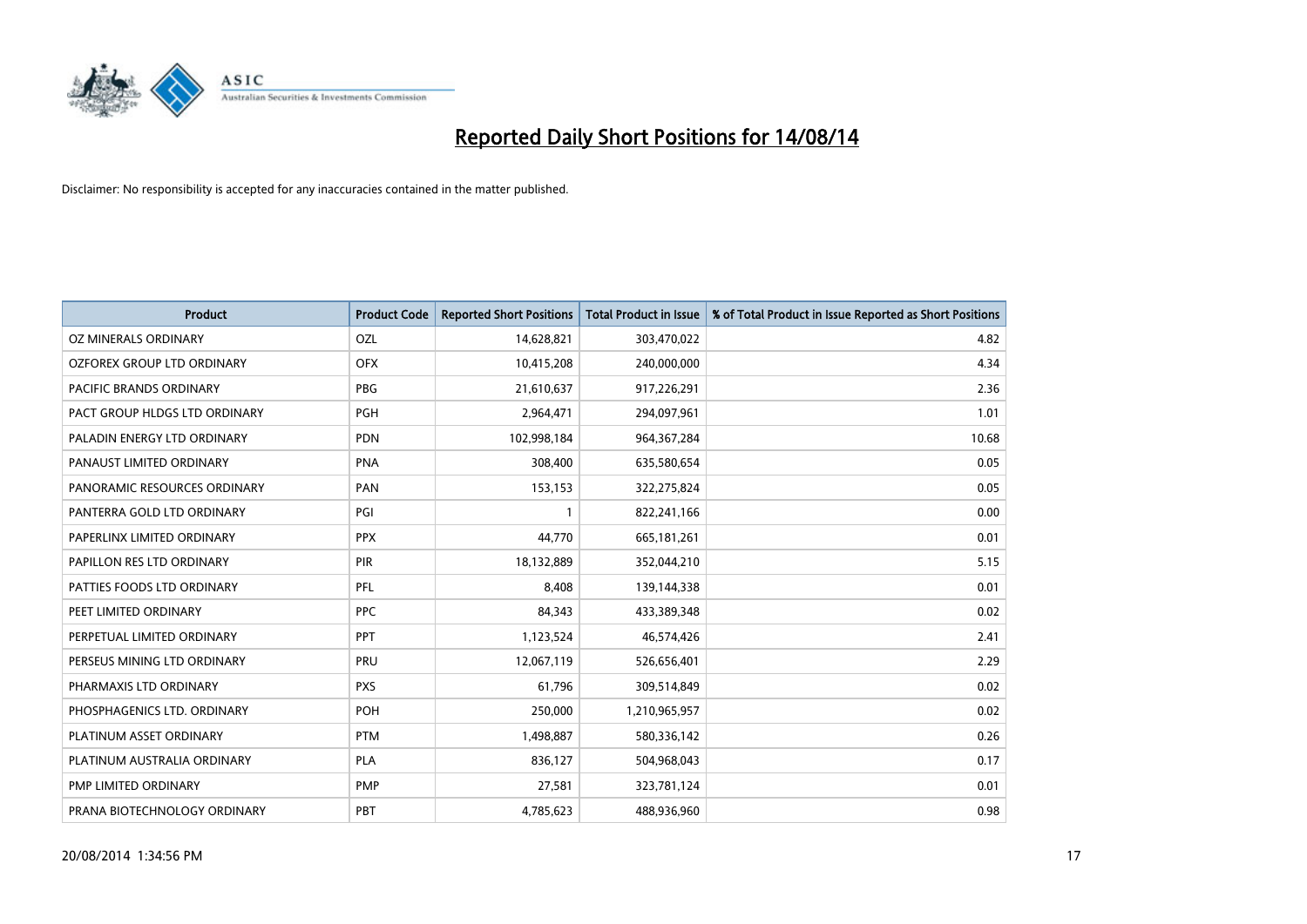# Reported Daily Short Positions for 14/08/14

Disclaimer: No responsibility is accepted for any inaccuracies contained in the matter published.

| Product | Product Code | Reported Short Positions | Total Product in Issue | % of Total Product in Issue Reported as Short Positions |
|---|---|---|---|---|
| OZ MINERALS ORDINARY | OZL | 14,628,821 | 303,470,022 | 4.82 |
| OZFOREX GROUP LTD ORDINARY | OFX | 10,415,208 | 240,000,000 | 4.34 |
| PACIFIC BRANDS ORDINARY | PBG | 21,610,637 | 917,226,291 | 2.36 |
| PACT GROUP HLDGS LTD ORDINARY | PGH | 2,964,471 | 294,097,961 | 1.01 |
| PALADIN ENERGY LTD ORDINARY | PDN | 102,998,184 | 964,367,284 | 10.68 |
| PANAUST LIMITED ORDINARY | PNA | 308,400 | 635,580,654 | 0.05 |
| PANORAMIC RESOURCES ORDINARY | PAN | 153,153 | 322,275,824 | 0.05 |
| PANTERRA GOLD LTD ORDINARY | PGI | 1 | 822,241,166 | 0.00 |
| PAPERLINX LIMITED ORDINARY | PPX | 44,770 | 665,181,261 | 0.01 |
| PAPILLON RES LTD ORDINARY | PIR | 18,132,889 | 352,044,210 | 5.15 |
| PATTIES FOODS LTD ORDINARY | PFL | 8,408 | 139,144,338 | 0.01 |
| PEET LIMITED ORDINARY | PPC | 84,343 | 433,389,348 | 0.02 |
| PERPETUAL LIMITED ORDINARY | PPT | 1,123,524 | 46,574,426 | 2.41 |
| PERSEUS MINING LTD ORDINARY | PRU | 12,067,119 | 526,656,401 | 2.29 |
| PHARMAXIS LTD ORDINARY | PXS | 61,796 | 309,514,849 | 0.02 |
| PHOSPHAGENICS LTD. ORDINARY | POH | 250,000 | 1,210,965,957 | 0.02 |
| PLATINUM ASSET ORDINARY | PTM | 1,498,887 | 580,336,142 | 0.26 |
| PLATINUM AUSTRALIA ORDINARY | PLA | 836,127 | 504,968,043 | 0.17 |
| PMP LIMITED ORDINARY | PMP | 27,581 | 323,781,124 | 0.01 |
| PRANA BIOTECHNOLOGY ORDINARY | PBT | 4,785,623 | 488,936,960 | 0.98 |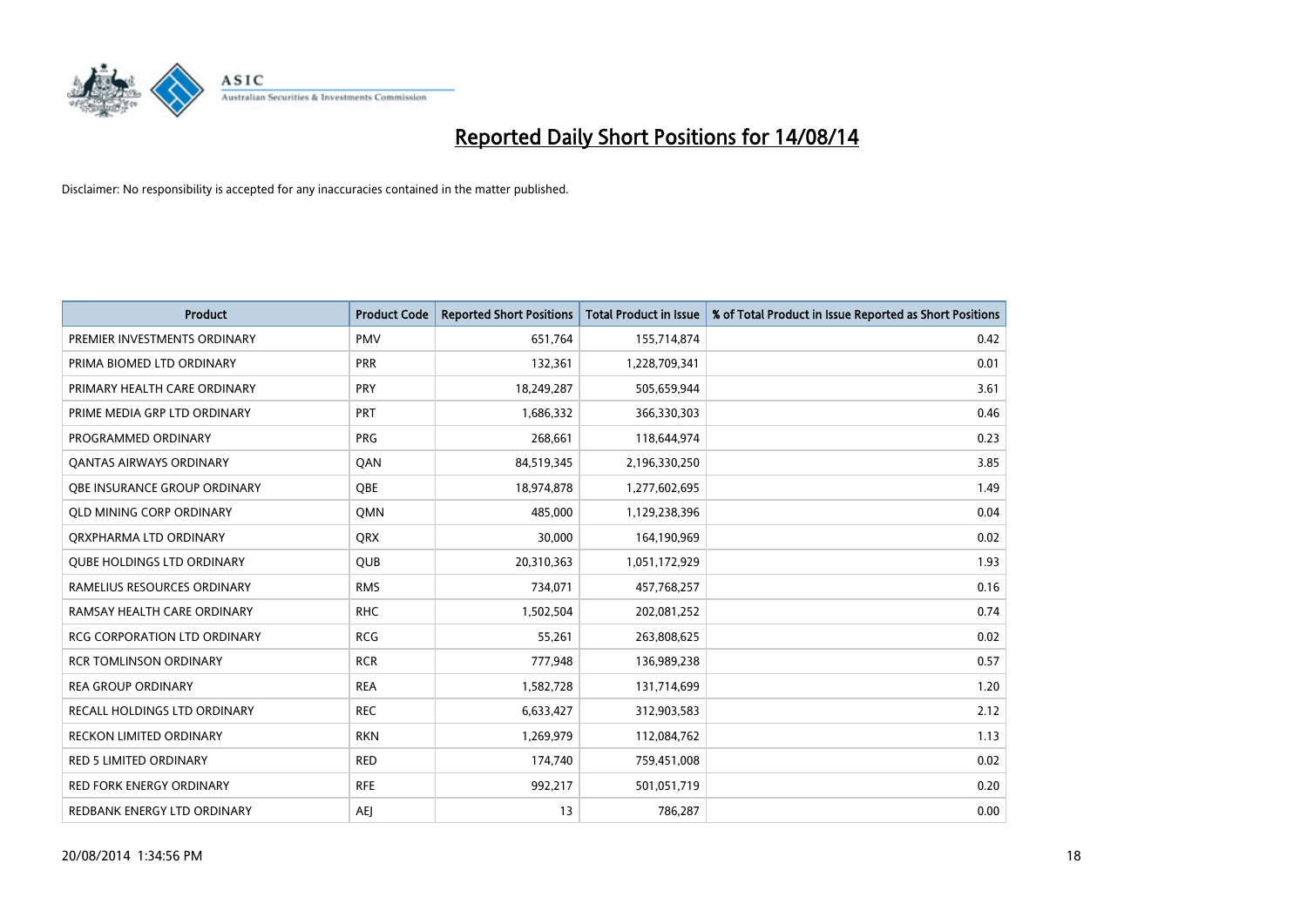# Reported Daily Short Positions for 14/08/14

Disclaimer: No responsibility is accepted for any inaccuracies contained in the matter published.

| Product | Product Code | Reported Short Positions | Total Product in Issue | % of Total Product in Issue Reported as Short Positions |
|---|---|---|---|---|
| PREMIER INVESTMENTS ORDINARY | PMV | 651,764 | 155,714,874 | 0.42 |
| PRIMA BIOMED LTD ORDINARY | PRR | 132,361 | 1,228,709,341 | 0.01 |
| PRIMARY HEALTH CARE ORDINARY | PRY | 18,249,287 | 505,659,944 | 3.61 |
| PRIME MEDIA GRP LTD ORDINARY | PRT | 1,686,332 | 366,330,303 | 0.46 |
| PROGRAMMED ORDINARY | PRG | 268,661 | 118,644,974 | 0.23 |
| QANTAS AIRWAYS ORDINARY | QAN | 84,519,345 | 2,196,330,250 | 3.85 |
| QBE INSURANCE GROUP ORDINARY | QBE | 18,974,878 | 1,277,602,695 | 1.49 |
| QLD MINING CORP ORDINARY | QMN | 485,000 | 1,129,238,396 | 0.04 |
| QRXPHARMA LTD ORDINARY | QRX | 30,000 | 164,190,969 | 0.02 |
| QUBE HOLDINGS LTD ORDINARY | QUB | 20,310,363 | 1,051,172,929 | 1.93 |
| RAMELIUS RESOURCES ORDINARY | RMS | 734,071 | 457,768,257 | 0.16 |
| RAMSAY HEALTH CARE ORDINARY | RHC | 1,502,504 | 202,081,252 | 0.74 |
| RCG CORPORATION LTD ORDINARY | RCG | 55,261 | 263,808,625 | 0.02 |
| RCR TOMLINSON ORDINARY | RCR | 777,948 | 136,989,238 | 0.57 |
| REA GROUP ORDINARY | REA | 1,582,728 | 131,714,699 | 1.20 |
| RECALL HOLDINGS LTD ORDINARY | REC | 6,633,427 | 312,903,583 | 2.12 |
| RECKON LIMITED ORDINARY | RKN | 1,269,979 | 112,084,762 | 1.13 |
| RED 5 LIMITED ORDINARY | RED | 174,740 | 759,451,008 | 0.02 |
| RED FORK ENERGY ORDINARY | RFE | 992,217 | 501,051,719 | 0.20 |
| REDBANK ENERGY LTD ORDINARY | AEJ | 13 | 786,287 | 0.00 |

20/08/2014 1:34:56 PM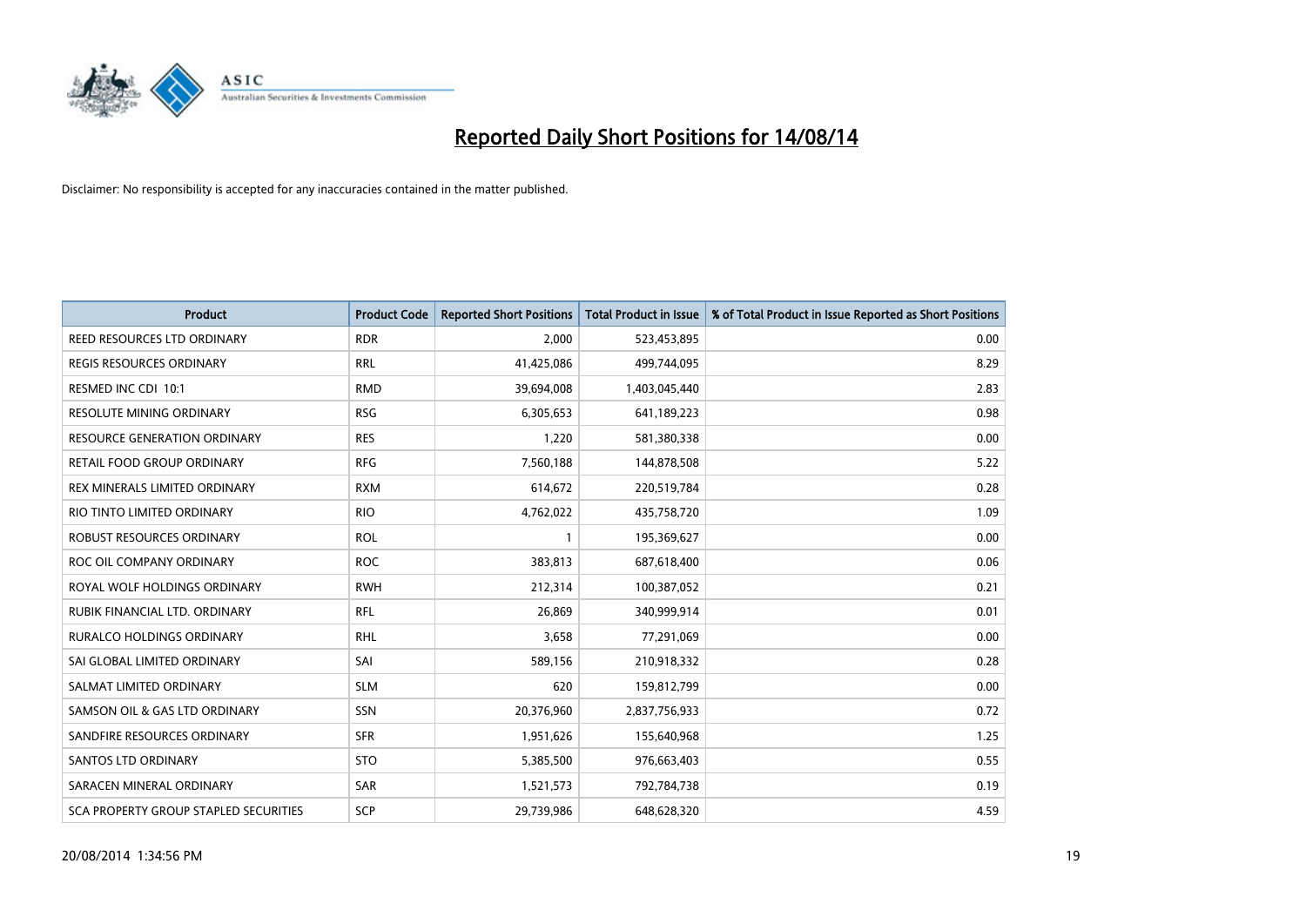# Reported Daily Short Positions for 14/08/14

Disclaimer: No responsibility is accepted for any inaccuracies contained in the matter published.

| Product | Product Code | Reported Short Positions | Total Product in Issue | % of Total Product in Issue Reported as Short Positions |
|---|---|---|---|---|
| REED RESOURCES LTD ORDINARY | RDR | 2,000 | 523,453,895 | 0.00 |
| REGIS RESOURCES ORDINARY | RRL | 41,425,086 | 499,744,095 | 8.29 |
| RESMED INC CDI 10:1 | RMD | 39,694,008 | 1,403,045,440 | 2.83 |
| RESOLUTE MINING ORDINARY | RSG | 6,305,653 | 641,189,223 | 0.98 |
| RESOURCE GENERATION ORDINARY | RES | 1,220 | 581,380,338 | 0.00 |
| RETAIL FOOD GROUP ORDINARY | RFG | 7,560,188 | 144,878,508 | 5.22 |
| REX MINERALS LIMITED ORDINARY | RXM | 614,672 | 220,519,784 | 0.28 |
| RIO TINTO LIMITED ORDINARY | RIO | 4,762,022 | 435,758,720 | 1.09 |
| ROBUST RESOURCES ORDINARY | ROL | 1 | 195,369,627 | 0.00 |
| ROC OIL COMPANY ORDINARY | ROC | 383,813 | 687,618,400 | 0.06 |
| ROYAL WOLF HOLDINGS ORDINARY | RWH | 212,314 | 100,387,052 | 0.21 |
| RUBIK FINANCIAL LTD. ORDINARY | RFL | 26,869 | 340,999,914 | 0.01 |
| RURALCO HOLDINGS ORDINARY | RHL | 3,658 | 77,291,069 | 0.00 |
| SAI GLOBAL LIMITED ORDINARY | SAI | 589,156 | 210,918,332 | 0.28 |
| SALMAT LIMITED ORDINARY | SLM | 620 | 159,812,799 | 0.00 |
| SAMSON OIL & GAS LTD ORDINARY | SSN | 20,376,960 | 2,837,756,933 | 0.72 |
| SANDFIRE RESOURCES ORDINARY | SFR | 1,951,626 | 155,640,968 | 1.25 |
| SANTOS LTD ORDINARY | STO | 5,385,500 | 976,663,403 | 0.55 |
| SARACEN MINERAL ORDINARY | SAR | 1,521,573 | 792,784,738 | 0.19 |
| SCA PROPERTY GROUP STAPLED SECURITIES | SCP | 29,739,986 | 648,628,320 | 4.59 |

20/08/2014 1:34:56 PM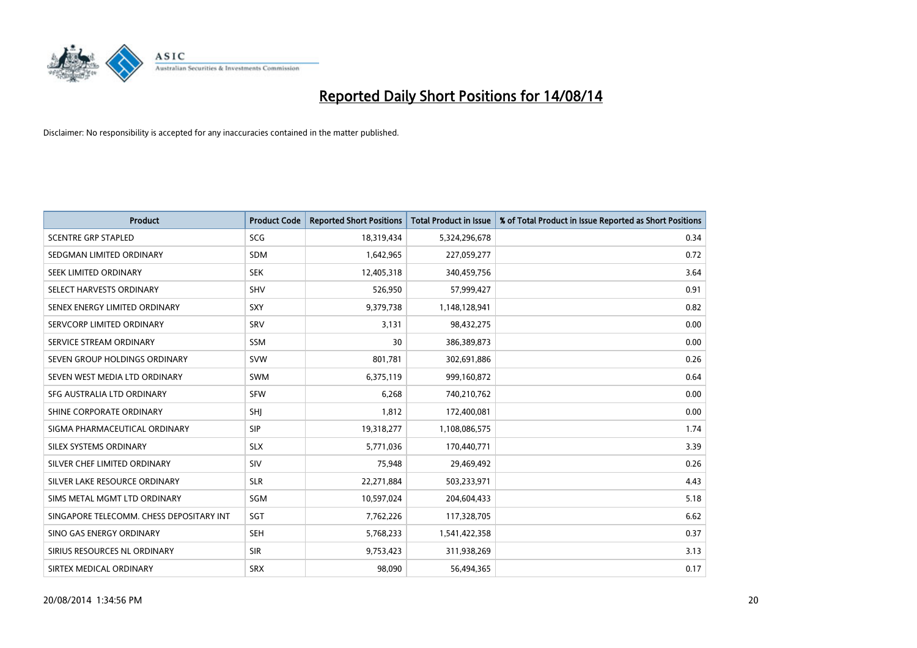# Reported Daily Short Positions for 14/08/14

Disclaimer: No responsibility is accepted for any inaccuracies contained in the matter published.

| Product | Product Code | Reported Short Positions | Total Product in Issue | % of Total Product in Issue Reported as Short Positions |
|---|---|---|---|---|
| SCENTRE GRP STAPLED | SCG | 18,319,434 | 5,324,296,678 | 0.34 |
| SEDGMAN LIMITED ORDINARY | SDM | 1,642,965 | 227,059,277 | 0.72 |
| SEEK LIMITED ORDINARY | SEK | 12,405,318 | 340,459,756 | 3.64 |
| SELECT HARVESTS ORDINARY | SHV | 526,950 | 57,999,427 | 0.91 |
| SENEX ENERGY LIMITED ORDINARY | SXY | 9,379,738 | 1,148,128,941 | 0.82 |
| SERVCORP LIMITED ORDINARY | SRV | 3,131 | 98,432,275 | 0.00 |
| SERVICE STREAM ORDINARY | SSM | 30 | 386,389,873 | 0.00 |
| SEVEN GROUP HOLDINGS ORDINARY | SVW | 801,781 | 302,691,886 | 0.26 |
| SEVEN WEST MEDIA LTD ORDINARY | SWM | 6,375,119 | 999,160,872 | 0.64 |
| SFG AUSTRALIA LTD ORDINARY | SFW | 6,268 | 740,210,762 | 0.00 |
| SHINE CORPORATE ORDINARY | SHJ | 1,812 | 172,400,081 | 0.00 |
| SIGMA PHARMACEUTICAL ORDINARY | SIP | 19,318,277 | 1,108,086,575 | 1.74 |
| SILEX SYSTEMS ORDINARY | SLX | 5,771,036 | 170,440,771 | 3.39 |
| SILVER CHEF LIMITED ORDINARY | SIV | 75,948 | 29,469,492 | 0.26 |
| SILVER LAKE RESOURCE ORDINARY | SLR | 22,271,884 | 503,233,971 | 4.43 |
| SIMS METAL MGMT LTD ORDINARY | SGM | 10,597,024 | 204,604,433 | 5.18 |
| SINGAPORE TELECOMM. CHESS DEPOSITARY INT | SGT | 7,762,226 | 117,328,705 | 6.62 |
| SINO GAS ENERGY ORDINARY | SEH | 5,768,233 | 1,541,422,358 | 0.37 |
| SIRIUS RESOURCES NL ORDINARY | SIR | 9,753,423 | 311,938,269 | 3.13 |
| SIRTEX MEDICAL ORDINARY | SRX | 98,090 | 56,494,365 | 0.17 |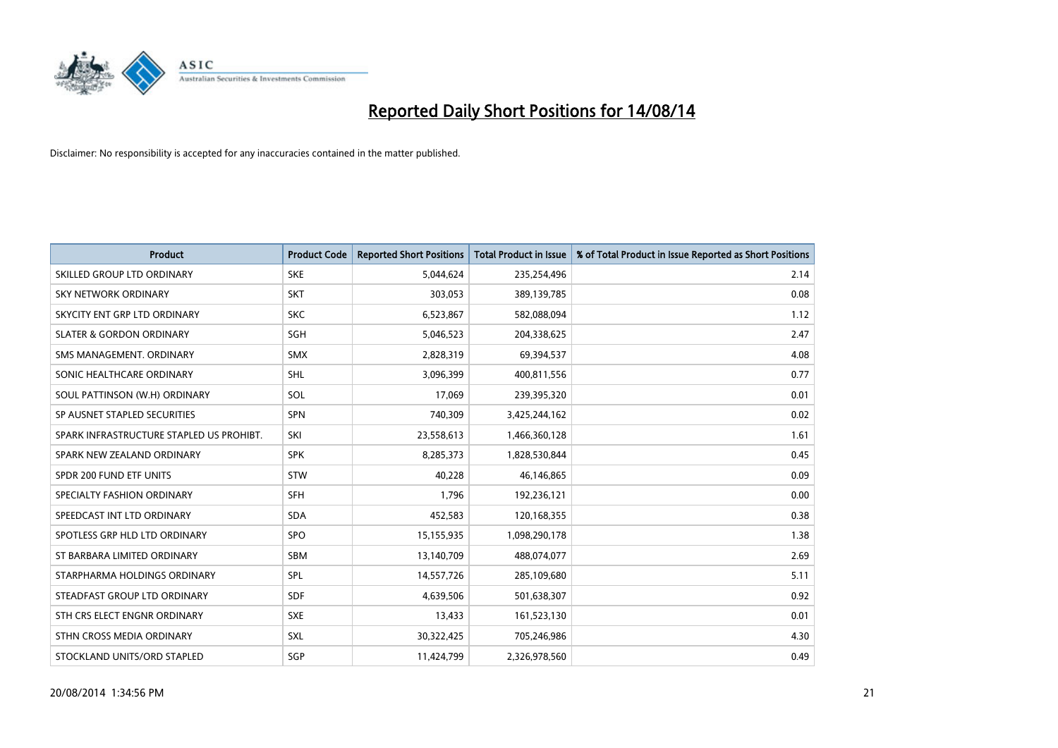# Reported Daily Short Positions for 14/08/14

Disclaimer: No responsibility is accepted for any inaccuracies contained in the matter published.

| Product | Product Code | Reported Short Positions | Total Product in Issue | % of Total Product in Issue Reported as Short Positions |
|---|---|---|---|---|
| SKILLED GROUP LTD ORDINARY | SKE | 5,044,624 | 235,254,496 | 2.14 |
| SKY NETWORK ORDINARY | SKT | 303,053 | 389,139,785 | 0.08 |
| SKYCITY ENT GRP LTD ORDINARY | SKC | 6,523,867 | 582,088,094 | 1.12 |
| SLATER & GORDON ORDINARY | SGH | 5,046,523 | 204,338,625 | 2.47 |
| SMS MANAGEMENT. ORDINARY | SMX | 2,828,319 | 69,394,537 | 4.08 |
| SONIC HEALTHCARE ORDINARY | SHL | 3,096,399 | 400,811,556 | 0.77 |
| SOUL PATTINSON (W.H) ORDINARY | SOL | 17,069 | 239,395,320 | 0.01 |
| SP AUSNET STAPLED SECURITIES | SPN | 740,309 | 3,425,244,162 | 0.02 |
| SPARK INFRASTRUCTURE STAPLED US PROHIBT. | SKI | 23,558,613 | 1,466,360,128 | 1.61 |
| SPARK NEW ZEALAND ORDINARY | SPK | 8,285,373 | 1,828,530,844 | 0.45 |
| SPDR 200 FUND ETF UNITS | STW | 40,228 | 46,146,865 | 0.09 |
| SPECIALTY FASHION ORDINARY | SFH | 1,796 | 192,236,121 | 0.00 |
| SPEEDCAST INT LTD ORDINARY | SDA | 452,583 | 120,168,355 | 0.38 |
| SPOTLESS GRP HLD LTD ORDINARY | SPO | 15,155,935 | 1,098,290,178 | 1.38 |
| ST BARBARA LIMITED ORDINARY | SBM | 13,140,709 | 488,074,077 | 2.69 |
| STARPHARMA HOLDINGS ORDINARY | SPL | 14,557,726 | 285,109,680 | 5.11 |
| STEADFAST GROUP LTD ORDINARY | SDF | 4,639,506 | 501,638,307 | 0.92 |
| STH CRS ELECT ENGNR ORDINARY | SXE | 13,433 | 161,523,130 | 0.01 |
| STHN CROSS MEDIA ORDINARY | SXL | 30,322,425 | 705,246,986 | 4.30 |
| STOCKLAND UNITS/ORD STAPLED | SGP | 11,424,799 | 2,326,978,560 | 0.49 |

20/08/2014 1:34:56 PM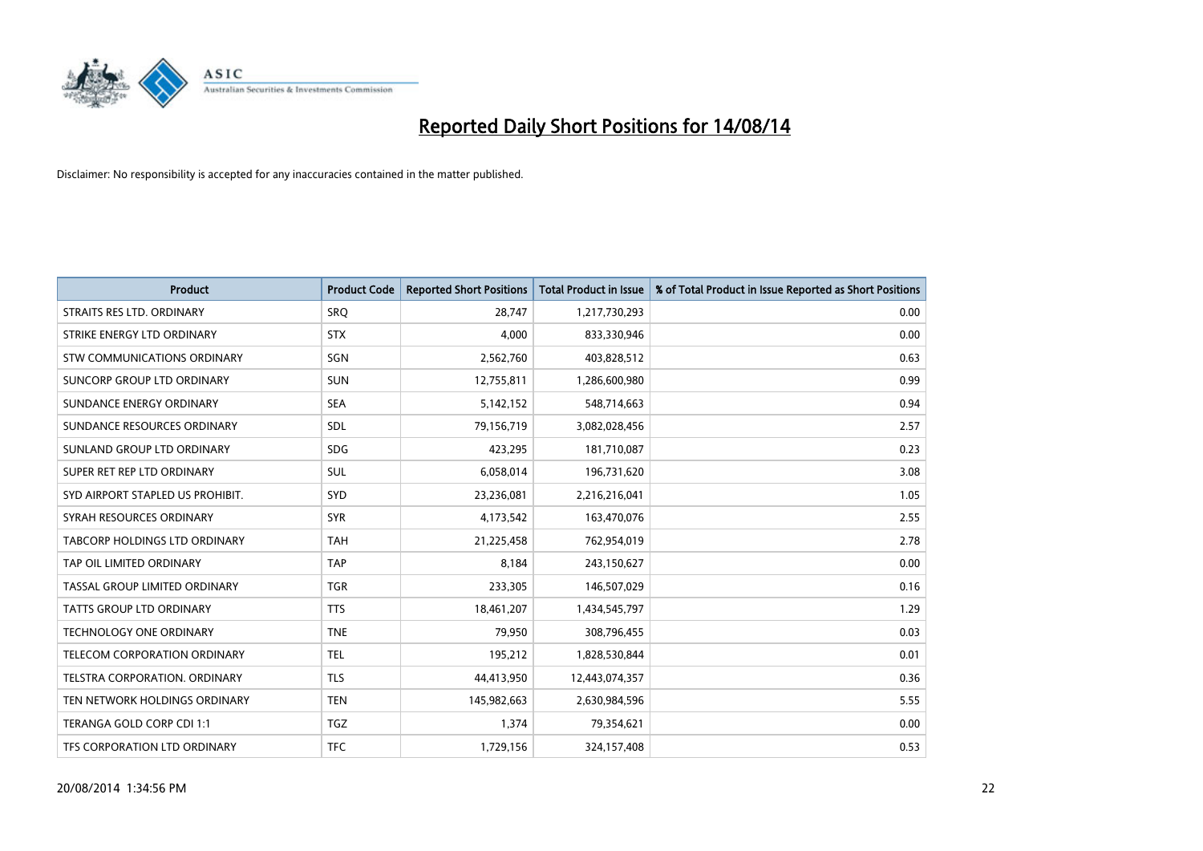# Reported Daily Short Positions for 14/08/14

Disclaimer: No responsibility is accepted for any inaccuracies contained in the matter published.

| Product | Product Code | Reported Short Positions | Total Product in Issue | % of Total Product in Issue Reported as Short Positions |
|---|---|---|---|---|
| STRAITS RES LTD. ORDINARY | SRQ | 28,747 | 1,217,730,293 | 0.00 |
| STRIKE ENERGY LTD ORDINARY | STX | 4,000 | 833,330,946 | 0.00 |
| STW COMMUNICATIONS ORDINARY | SGN | 2,562,760 | 403,828,512 | 0.63 |
| SUNCORP GROUP LTD ORDINARY | SUN | 12,755,811 | 1,286,600,980 | 0.99 |
| SUNDANCE ENERGY ORDINARY | SEA | 5,142,152 | 548,714,663 | 0.94 |
| SUNDANCE RESOURCES ORDINARY | SDL | 79,156,719 | 3,082,028,456 | 2.57 |
| SUNLAND GROUP LTD ORDINARY | SDG | 423,295 | 181,710,087 | 0.23 |
| SUPER RET REP LTD ORDINARY | SUL | 6,058,014 | 196,731,620 | 3.08 |
| SYD AIRPORT STAPLED US PROHIBIT. | SYD | 23,236,081 | 2,216,216,041 | 1.05 |
| SYRAH RESOURCES ORDINARY | SYR | 4,173,542 | 163,470,076 | 2.55 |
| TABCORP HOLDINGS LTD ORDINARY | TAH | 21,225,458 | 762,954,019 | 2.78 |
| TAP OIL LIMITED ORDINARY | TAP | 8,184 | 243,150,627 | 0.00 |
| TASSAL GROUP LIMITED ORDINARY | TGR | 233,305 | 146,507,029 | 0.16 |
| TATTS GROUP LTD ORDINARY | TTS | 18,461,207 | 1,434,545,797 | 1.29 |
| TECHNOLOGY ONE ORDINARY | TNE | 79,950 | 308,796,455 | 0.03 |
| TELECOM CORPORATION ORDINARY | TEL | 195,212 | 1,828,530,844 | 0.01 |
| TELSTRA CORPORATION. ORDINARY | TLS | 44,413,950 | 12,443,074,357 | 0.36 |
| TEN NETWORK HOLDINGS ORDINARY | TEN | 145,982,663 | 2,630,984,596 | 5.55 |
| TERANGA GOLD CORP CDI 1:1 | TGZ | 1,374 | 79,354,621 | 0.00 |
| TFS CORPORATION LTD ORDINARY | TFC | 1,729,156 | 324,157,408 | 0.53 |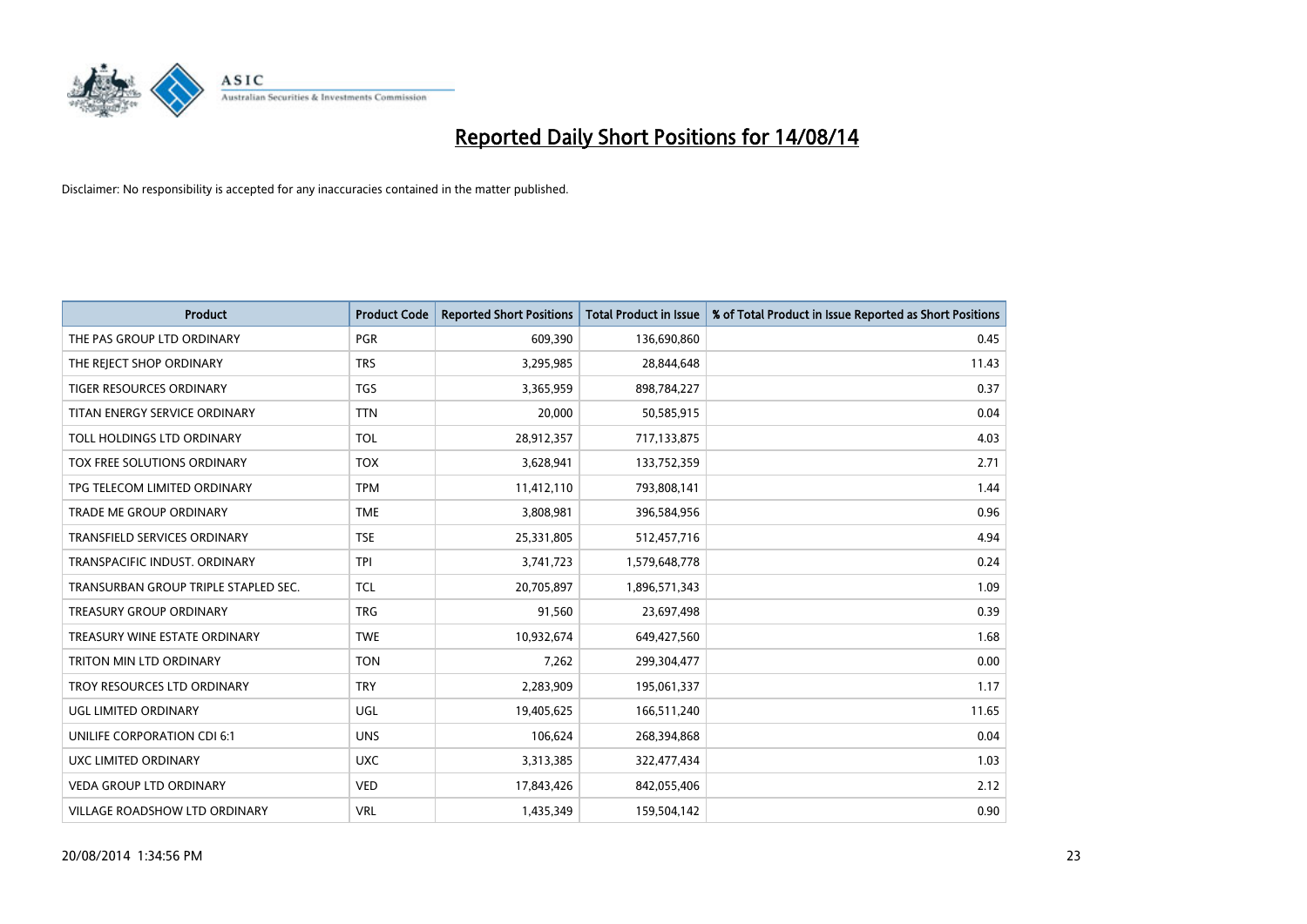# Reported Daily Short Positions for 14/08/14

Disclaimer: No responsibility is accepted for any inaccuracies contained in the matter published.

| Product | Product Code | Reported Short Positions | Total Product in Issue | % of Total Product in Issue Reported as Short Positions |
|---|---|---|---|---|
| THE PAS GROUP LTD ORDINARY | PGR | 609,390 | 136,690,860 | 0.45 |
| THE REJECT SHOP ORDINARY | TRS | 3,295,985 | 28,844,648 | 11.43 |
| TIGER RESOURCES ORDINARY | TGS | 3,365,959 | 898,784,227 | 0.37 |
| TITAN ENERGY SERVICE ORDINARY | TTN | 20,000 | 50,585,915 | 0.04 |
| TOLL HOLDINGS LTD ORDINARY | TOL | 28,912,357 | 717,133,875 | 4.03 |
| TOX FREE SOLUTIONS ORDINARY | TOX | 3,628,941 | 133,752,359 | 2.71 |
| TPG TELECOM LIMITED ORDINARY | TPM | 11,412,110 | 793,808,141 | 1.44 |
| TRADE ME GROUP ORDINARY | TME | 3,808,981 | 396,584,956 | 0.96 |
| TRANSFIELD SERVICES ORDINARY | TSE | 25,331,805 | 512,457,716 | 4.94 |
| TRANSPACIFIC INDUST. ORDINARY | TPI | 3,741,723 | 1,579,648,778 | 0.24 |
| TRANSURBAN GROUP TRIPLE STAPLED SEC. | TCL | 20,705,897 | 1,896,571,343 | 1.09 |
| TREASURY GROUP ORDINARY | TRG | 91,560 | 23,697,498 | 0.39 |
| TREASURY WINE ESTATE ORDINARY | TWE | 10,932,674 | 649,427,560 | 1.68 |
| TRITON MIN LTD ORDINARY | TON | 7,262 | 299,304,477 | 0.00 |
| TROY RESOURCES LTD ORDINARY | TRY | 2,283,909 | 195,061,337 | 1.17 |
| UGL LIMITED ORDINARY | UGL | 19,405,625 | 166,511,240 | 11.65 |
| UNILIFE CORPORATION CDI 6:1 | UNS | 106,624 | 268,394,868 | 0.04 |
| UXC LIMITED ORDINARY | UXC | 3,313,385 | 322,477,434 | 1.03 |
| VEDA GROUP LTD ORDINARY | VED | 17,843,426 | 842,055,406 | 2.12 |
| VILLAGE ROADSHOW LTD ORDINARY | VRL | 1,435,349 | 159,504,142 | 0.90 |

20/08/2014 1:34:56 PM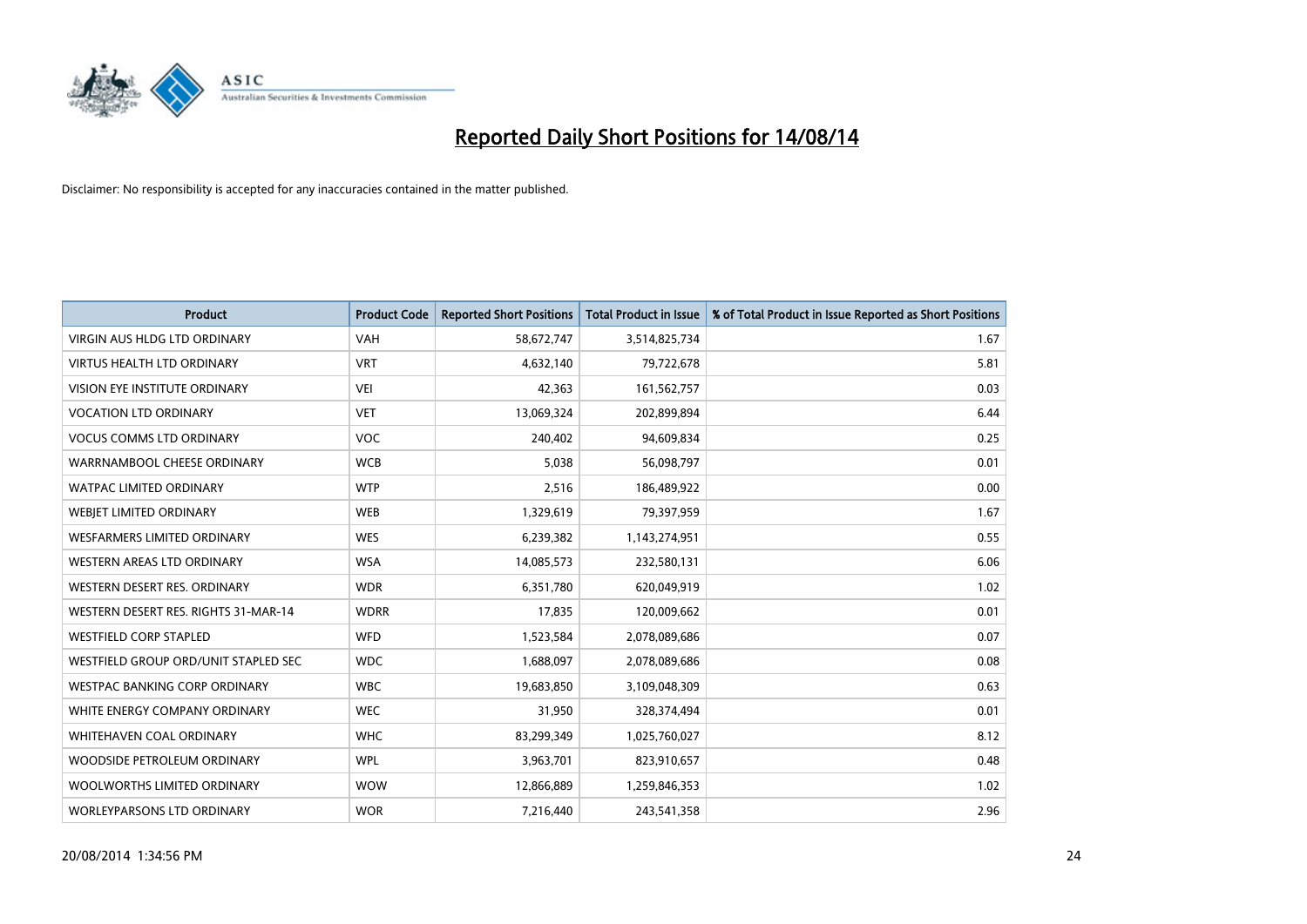# Reported Daily Short Positions for 14/08/14

Disclaimer: No responsibility is accepted for any inaccuracies contained in the matter published.

| Product | Product Code | Reported Short Positions | Total Product in Issue | % of Total Product in Issue Reported as Short Positions |
|---|---|---|---|---|
| VIRGIN AUS HLDG LTD ORDINARY | VAH | 58,672,747 | 3,514,825,734 | 1.67 |
| VIRTUS HEALTH LTD ORDINARY | VRT | 4,632,140 | 79,722,678 | 5.81 |
| VISION EYE INSTITUTE ORDINARY | VEI | 42,363 | 161,562,757 | 0.03 |
| VOCATION LTD ORDINARY | VET | 13,069,324 | 202,899,894 | 6.44 |
| VOCUS COMMS LTD ORDINARY | VOC | 240,402 | 94,609,834 | 0.25 |
| WARRNAMBOOL CHEESE ORDINARY | WCB | 5,038 | 56,098,797 | 0.01 |
| WATPAC LIMITED ORDINARY | WTP | 2,516 | 186,489,922 | 0.00 |
| WEBJET LIMITED ORDINARY | WEB | 1,329,619 | 79,397,959 | 1.67 |
| WESFARMERS LIMITED ORDINARY | WES | 6,239,382 | 1,143,274,951 | 0.55 |
| WESTERN AREAS LTD ORDINARY | WSA | 14,085,573 | 232,580,131 | 6.06 |
| WESTERN DESERT RES. ORDINARY | WDR | 6,351,780 | 620,049,919 | 1.02 |
| WESTERN DESERT RES. RIGHTS 31-MAR-14 | WDRR | 17,835 | 120,009,662 | 0.01 |
| WESTFIELD CORP STAPLED | WFD | 1,523,584 | 2,078,089,686 | 0.07 |
| WESTFIELD GROUP ORD/UNIT STAPLED SEC | WDC | 1,688,097 | 2,078,089,686 | 0.08 |
| WESTPAC BANKING CORP ORDINARY | WBC | 19,683,850 | 3,109,048,309 | 0.63 |
| WHITE ENERGY COMPANY ORDINARY | WEC | 31,950 | 328,374,494 | 0.01 |
| WHITEHAVEN COAL ORDINARY | WHC | 83,299,349 | 1,025,760,027 | 8.12 |
| WOODSIDE PETROLEUM ORDINARY | WPL | 3,963,701 | 823,910,657 | 0.48 |
| WOOLWORTHS LIMITED ORDINARY | WOW | 12,866,889 | 1,259,846,353 | 1.02 |
| WORLEYPARSONS LTD ORDINARY | WOR | 7,216,440 | 243,541,358 | 2.96 |

20/08/2014 1:34:56 PM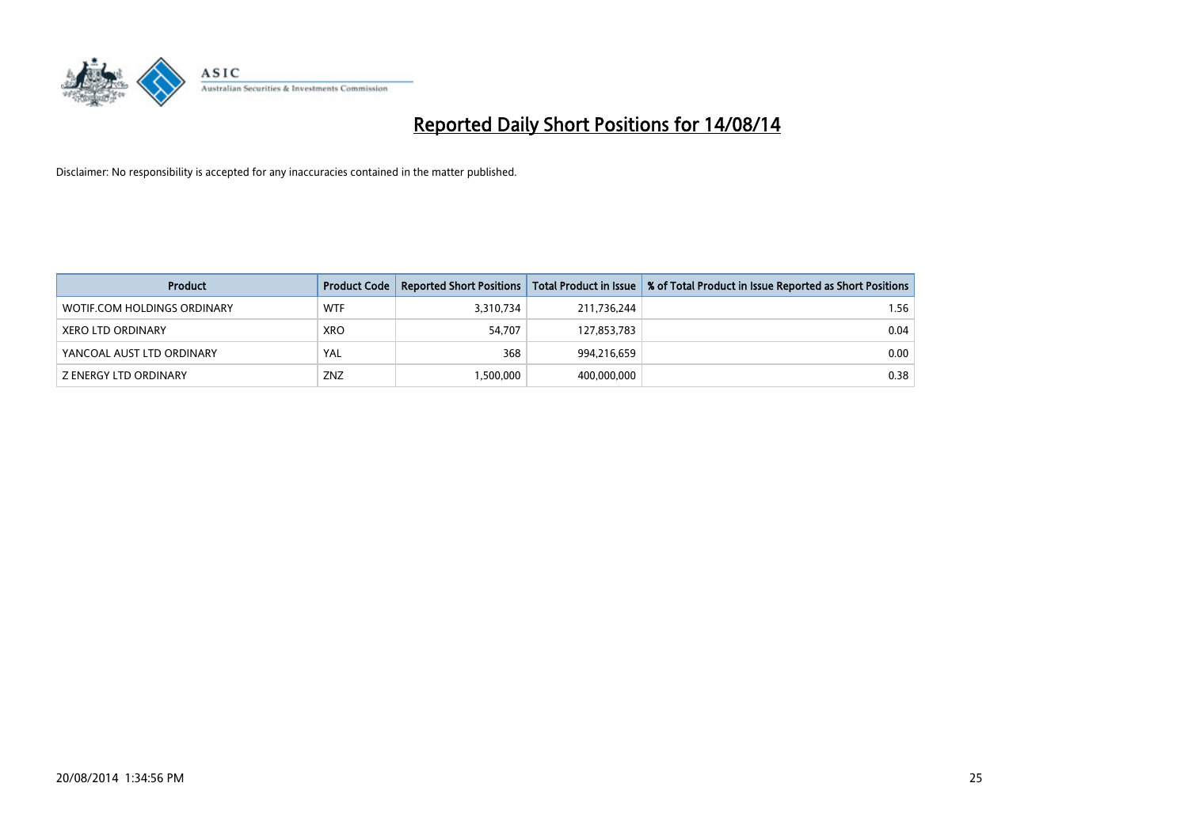# Reported Daily Short Positions for 14/08/14

Disclaimer: No responsibility is accepted for any inaccuracies contained in the matter published.

| Product | Product Code | Reported Short Positions | Total Product in Issue | % of Total Product in Issue Reported as Short Positions |
|---|---|---|---|---|
| WOTIF.COM HOLDINGS ORDINARY | WTF | 3,310,734 | 211,736,244 | 1.56 |
| XERO LTD ORDINARY | XRO | 54,707 | 127,853,783 | 0.04 |
| YANCOAL AUST LTD ORDINARY | YAL | 368 | 994,216,659 | 0.00 |
| Z ENERGY LTD ORDINARY | ZNZ | 1,500,000 | 400,000,000 | 0.38 |